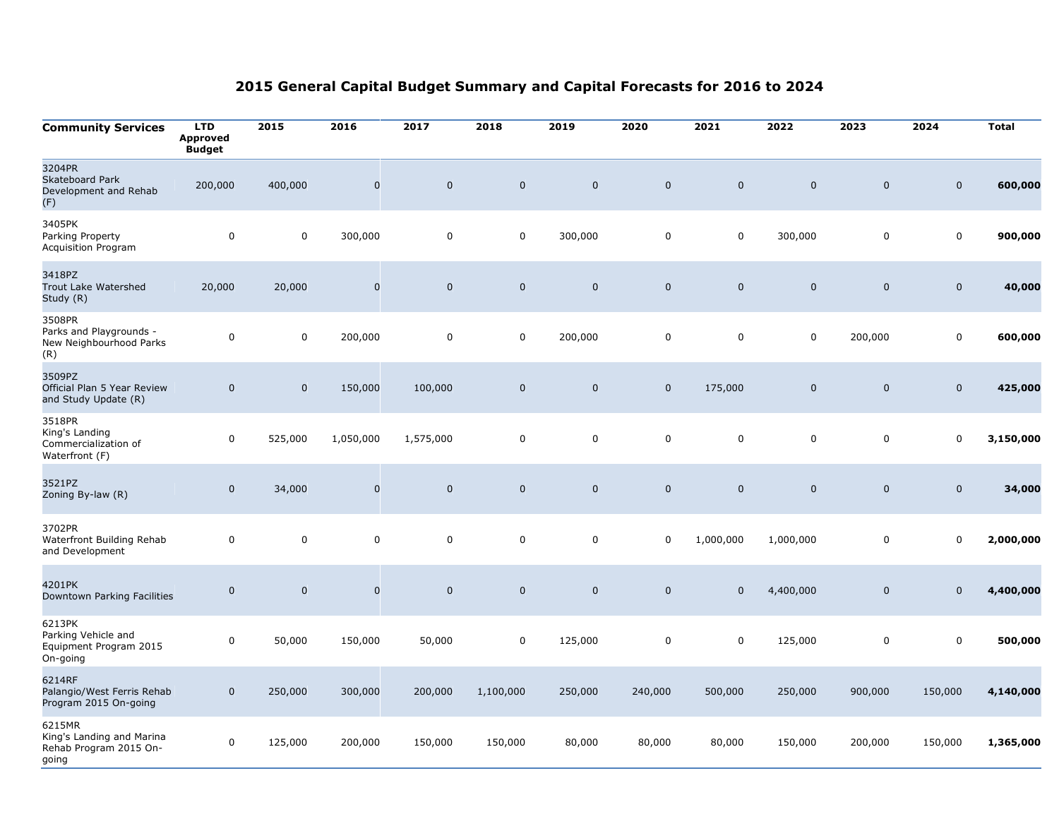# 2015 General Capital Budget Summary and Capital Forecasts for 2016 to 2024

| Community Services | LTD Approved Budget | 2015 | 2016 | 2017 | 2018 | 2019 | 2020 | 2021 | 2022 | 2023 | 2024 | Total |
|---|---|---|---|---|---|---|---|---|---|---|---|---|
| 3204PR Skateboard Park Development and Rehab (F) | 200,000 | 400,000 | 0 | 0 | 0 | 0 | 0 | 0 | 0 | 0 | 0 | **600,000** |
| 3405PK Parking Property Acquisition Program | 0 | 0 | 300,000 | 0 | 0 | 300,000 | 0 | 0 | 300,000 | 0 | 0 | **900,000** |
| 3418PZ Trout Lake Watershed Study (R) | 20,000 | 20,000 | 0 | 0 | 0 | 0 | 0 | 0 | 0 | 0 | 0 | **40,000** |
| 3508PR Parks and Playgrounds - New Neighbourhood Parks (R) | 0 | 0 | 200,000 | 0 | 0 | 200,000 | 0 | 0 | 0 | 200,000 | 0 | **600,000** |
| 3509PZ Official Plan 5 Year Review and Study Update (R) | 0 | 0 | 150,000 | 100,000 | 0 | 0 | 0 | 175,000 | 0 | 0 | 0 | **425,000** |
| 3518PR King's Landing Commercialization of Waterfront (F) | 0 | 525,000 | 1,050,000 | 1,575,000 | 0 | 0 | 0 | 0 | 0 | 0 | 0 | **3,150,000** |
| 3521PZ Zoning By-law (R) | 0 | 34,000 | 0 | 0 | 0 | 0 | 0 | 0 | 0 | 0 | 0 | **34,000** |
| 3702PR Waterfront Building Rehab and Development | 0 | 0 | 0 | 0 | 0 | 0 | 0 | 1,000,000 | 1,000,000 | 0 | 0 | **2,000,000** |
| 4201PK Downtown Parking Facilities | 0 | 0 | 0 | 0 | 0 | 0 | 0 | 0 | 4,400,000 | 0 | 0 | **4,400,000** |
| 6213PK Parking Vehicle and Equipment Program 2015 On-going | 0 | 50,000 | 150,000 | 50,000 | 0 | 125,000 | 0 | 0 | 125,000 | 0 | 0 | **500,000** |
| 6214RF Palangio/West Ferris Rehab Program 2015 On-going | 0 | 250,000 | 300,000 | 200,000 | 1,100,000 | 250,000 | 240,000 | 500,000 | 250,000 | 900,000 | 150,000 | **4,140,000** |
| 6215MR King's Landing and Marina Rehab Program 2015 On-going | 0 | 125,000 | 200,000 | 150,000 | 150,000 | 80,000 | 80,000 | 80,000 | 150,000 | 200,000 | 150,000 | **1,365,000** |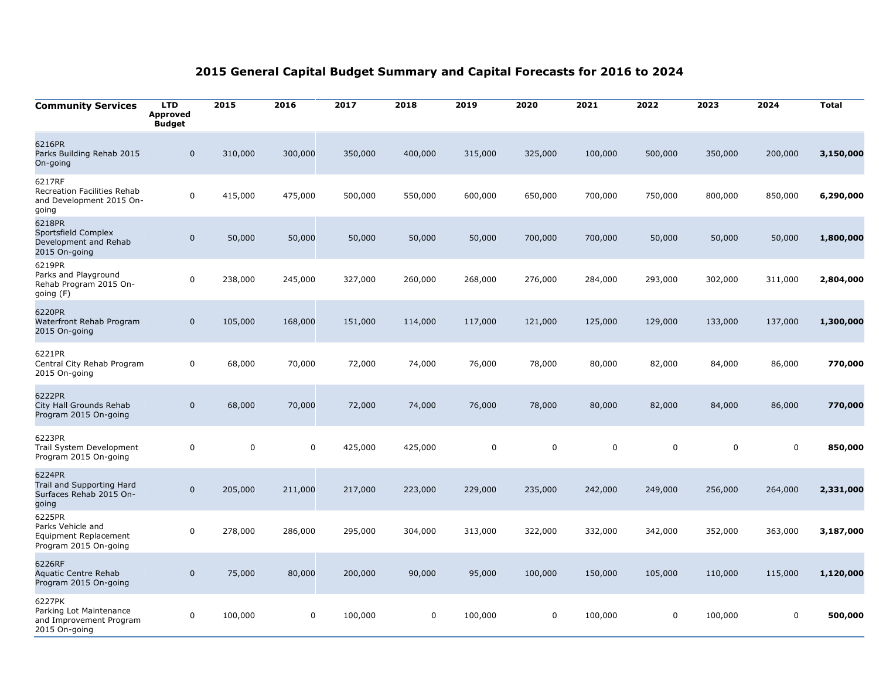# 2015 General Capital Budget Summary and Capital Forecasts for 2016 to 2024

| Community Services | LTD Approved Budget | 2015 | 2016 | 2017 | 2018 | 2019 | 2020 | 2021 | 2022 | 2023 | 2024 | Total |
|---|---|---|---|---|---|---|---|---|---|---|---|---|
| 6216PR Parks Building Rehab 2015 On-going | 0 | 310,000 | 300,000 | 350,000 | 400,000 | 315,000 | 325,000 | 100,000 | 500,000 | 350,000 | 200,000 | **3,150,000** |
| 6217RF Recreation Facilities Rehab and Development 2015 On-going | 0 | 415,000 | 475,000 | 500,000 | 550,000 | 600,000 | 650,000 | 700,000 | 750,000 | 800,000 | 850,000 | **6,290,000** |
| 6218PR Sportsfield Complex Development and Rehab 2015 On-going | 0 | 50,000 | 50,000 | 50,000 | 50,000 | 50,000 | 700,000 | 700,000 | 50,000 | 50,000 | 50,000 | **1,800,000** |
| 6219PR Parks and Playground Rehab Program 2015 On-going (F) | 0 | 238,000 | 245,000 | 327,000 | 260,000 | 268,000 | 276,000 | 284,000 | 293,000 | 302,000 | 311,000 | **2,804,000** |
| 6220PR Waterfront Rehab Program 2015 On-going | 0 | 105,000 | 168,000 | 151,000 | 114,000 | 117,000 | 121,000 | 125,000 | 129,000 | 133,000 | 137,000 | **1,300,000** |
| 6221PR Central City Rehab Program 2015 On-going | 0 | 68,000 | 70,000 | 72,000 | 74,000 | 76,000 | 78,000 | 80,000 | 82,000 | 84,000 | 86,000 | **770,000** |
| 6222PR City Hall Grounds Rehab Program 2015 On-going | 0 | 68,000 | 70,000 | 72,000 | 74,000 | 76,000 | 78,000 | 80,000 | 82,000 | 84,000 | 86,000 | **770,000** |
| 6223PR Trail System Development Program 2015 On-going | 0 | 0 | 0 | 425,000 | 425,000 | 0 | 0 | 0 | 0 | 0 | 0 | **850,000** |
| 6224PR Trail and Supporting Hard Surfaces Rehab 2015 On-going | 0 | 205,000 | 211,000 | 217,000 | 223,000 | 229,000 | 235,000 | 242,000 | 249,000 | 256,000 | 264,000 | **2,331,000** |
| 6225PR Parks Vehicle and Equipment Replacement Program 2015 On-going | 0 | 278,000 | 286,000 | 295,000 | 304,000 | 313,000 | 322,000 | 332,000 | 342,000 | 352,000 | 363,000 | **3,187,000** |
| 6226RF Aquatic Centre Rehab Program 2015 On-going | 0 | 75,000 | 80,000 | 200,000 | 90,000 | 95,000 | 100,000 | 150,000 | 105,000 | 110,000 | 115,000 | **1,120,000** |
| 6227PK Parking Lot Maintenance and Improvement Program 2015 On-going | 0 | 100,000 | 0 | 100,000 | 0 | 100,000 | 0 | 100,000 | 0 | 100,000 | 0 | **500,000** |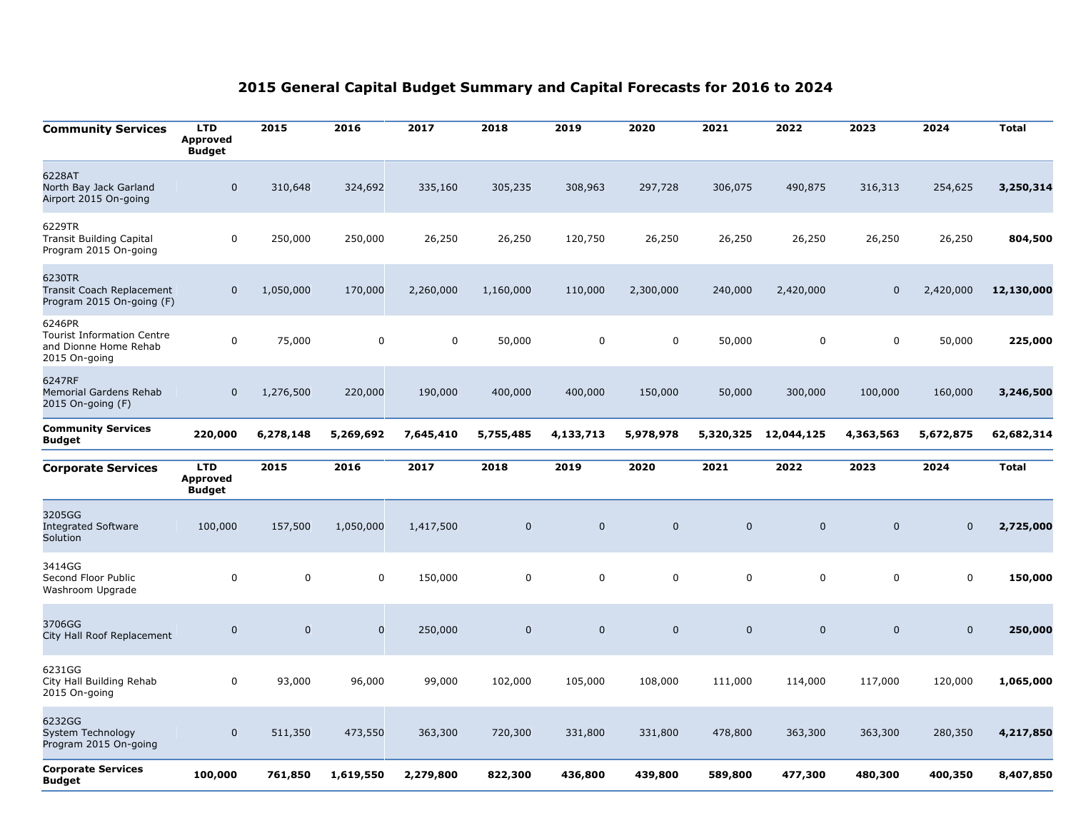# 2015 General Capital Budget Summary and Capital Forecasts for 2016 to 2024

| Community Services | LTD Approved Budget | 2015 | 2016 | 2017 | 2018 | 2019 | 2020 | 2021 | 2022 | 2023 | 2024 | Total |
|---|---|---|---|---|---|---|---|---|---|---|---|---|
| 6228AT North Bay Jack Garland Airport 2015 On-going | 0 | 310,648 | 324,692 | 335,160 | 305,235 | 308,963 | 297,728 | 306,075 | 490,875 | 316,313 | 254,625 | **3,250,314** |
| 6229TR Transit Building Capital Program 2015 On-going | 0 | 250,000 | 250,000 | 26,250 | 26,250 | 120,750 | 26,250 | 26,250 | 26,250 | 26,250 | 26,250 | **804,500** |
| 6230TR Transit Coach Replacement Program 2015 On-going (F) | 0 | 1,050,000 | 170,000 | 2,260,000 | 1,160,000 | 110,000 | 2,300,000 | 240,000 | 2,420,000 | 0 | 2,420,000 | **12,130,000** |
| 6246PR Tourist Information Centre and Dionne Home Rehab 2015 On-going | 0 | 75,000 | 0 | 0 | 50,000 | 0 | 0 | 50,000 | 0 | 0 | 50,000 | **225,000** |
| 6247RF Memorial Gardens Rehab 2015 On-going (F) | 0 | 1,276,500 | 220,000 | 190,000 | 400,000 | 400,000 | 150,000 | 50,000 | 300,000 | 100,000 | 160,000 | **3,246,500** |
| **Community Services Budget** | **220,000** | **6,278,148** | **5,269,692** | **7,645,410** | **5,755,485** | **4,133,713** | **5,978,978** | **5,320,325** | **12,044,125** | **4,363,563** | **5,672,875** | **62,682,314** |

| Corporate Services | LTD Approved Budget | 2015 | 2016 | 2017 | 2018 | 2019 | 2020 | 2021 | 2022 | 2023 | 2024 | Total |
|---|---|---|---|---|---|---|---|---|---|---|---|---|
| 3205GG Integrated Software Solution | 100,000 | 157,500 | 1,050,000 | 1,417,500 | 0 | 0 | 0 | 0 | 0 | 0 | 0 | **2,725,000** |
| 3414GG Second Floor Public Washroom Upgrade | 0 | 0 | 0 | 150,000 | 0 | 0 | 0 | 0 | 0 | 0 | 0 | **150,000** |
| 3706GG City Hall Roof Replacement | 0 | 0 | 0 | 250,000 | 0 | 0 | 0 | 0 | 0 | 0 | 0 | **250,000** |
| 6231GG City Hall Building Rehab 2015 On-going | 0 | 93,000 | 96,000 | 99,000 | 102,000 | 105,000 | 108,000 | 111,000 | 114,000 | 117,000 | 120,000 | **1,065,000** |
| 6232GG System Technology Program 2015 On-going | 0 | 511,350 | 473,550 | 363,300 | 720,300 | 331,800 | 331,800 | 478,800 | 363,300 | 363,300 | 280,350 | **4,217,850** |
| **Corporate Services Budget** | **100,000** | **761,850** | **1,619,550** | **2,279,800** | **822,300** | **436,800** | **439,800** | **589,800** | **477,300** | **480,300** | **400,350** | **8,407,850** |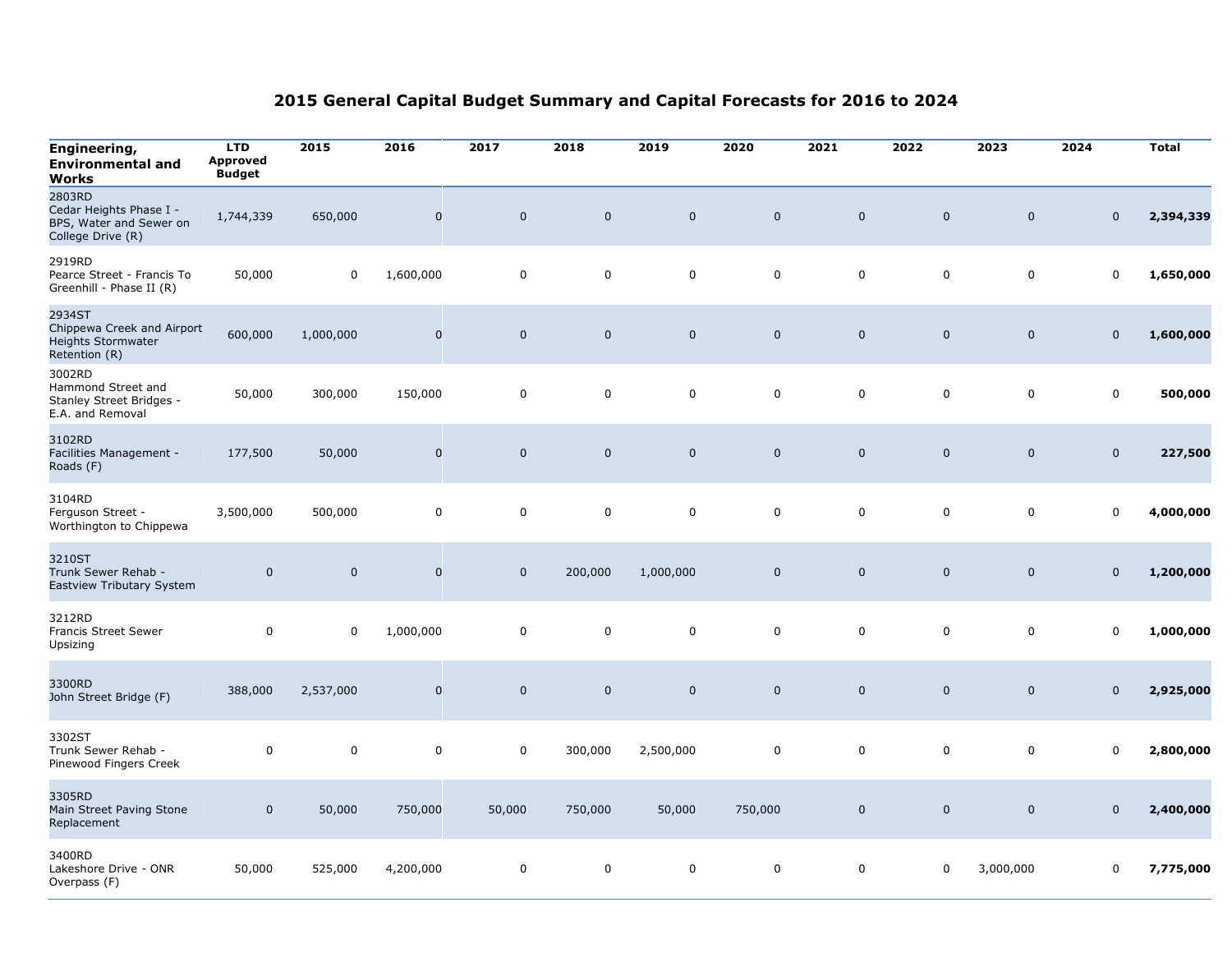# 2015 General Capital Budget Summary and Capital Forecasts for 2016 to 2024

| Engineering, Environmental and Works | LTD Approved Budget | 2015 | 2016 | 2017 | 2018 | 2019 | 2020 | 2021 | 2022 | 2023 | 2024 | Total |
|---|---|---|---|---|---|---|---|---|---|---|---|---|
| 2803RD Cedar Heights Phase I - BPS, Water and Sewer on College Drive (R) | 1,744,339 | 650,000 | 0 | 0 | 0 | 0 | 0 | 0 | 0 | 0 | 0 | **2,394,339** |
| 2919RD Pearce Street - Francis To Greenhill - Phase II (R) | 50,000 | 0 | 1,600,000 | 0 | 0 | 0 | 0 | 0 | 0 | 0 | 0 | **1,650,000** |
| 2934ST Chippewa Creek and Airport Heights Stormwater Retention (R) | 600,000 | 1,000,000 | 0 | 0 | 0 | 0 | 0 | 0 | 0 | 0 | 0 | **1,600,000** |
| 3002RD Hammond Street and Stanley Street Bridges - E.A. and Removal | 50,000 | 300,000 | 150,000 | 0 | 0 | 0 | 0 | 0 | 0 | 0 | 0 | **500,000** |
| 3102RD Facilities Management - Roads (F) | 177,500 | 50,000 | 0 | 0 | 0 | 0 | 0 | 0 | 0 | 0 | 0 | **227,500** |
| 3104RD Ferguson Street - Worthington to Chippewa | 3,500,000 | 500,000 | 0 | 0 | 0 | 0 | 0 | 0 | 0 | 0 | 0 | **4,000,000** |
| 3210ST Trunk Sewer Rehab - Eastview Tributary System | 0 | 0 | 0 | 0 | 200,000 | 1,000,000 | 0 | 0 | 0 | 0 | 0 | **1,200,000** |
| 3212RD Francis Street Sewer Upsizing | 0 | 0 | 1,000,000 | 0 | 0 | 0 | 0 | 0 | 0 | 0 | 0 | **1,000,000** |
| 3300RD John Street Bridge (F) | 388,000 | 2,537,000 | 0 | 0 | 0 | 0 | 0 | 0 | 0 | 0 | 0 | **2,925,000** |
| 3302ST Trunk Sewer Rehab - Pinewood Fingers Creek | 0 | 0 | 0 | 0 | 300,000 | 2,500,000 | 0 | 0 | 0 | 0 | 0 | **2,800,000** |
| 3305RD Main Street Paving Stone Replacement | 0 | 50,000 | 750,000 | 50,000 | 750,000 | 50,000 | 750,000 | 0 | 0 | 0 | 0 | **2,400,000** |
| 3400RD Lakeshore Drive - ONR Overpass (F) | 50,000 | 525,000 | 4,200,000 | 0 | 0 | 0 | 0 | 0 | 0 | 3,000,000 | 0 | **7,775,000** |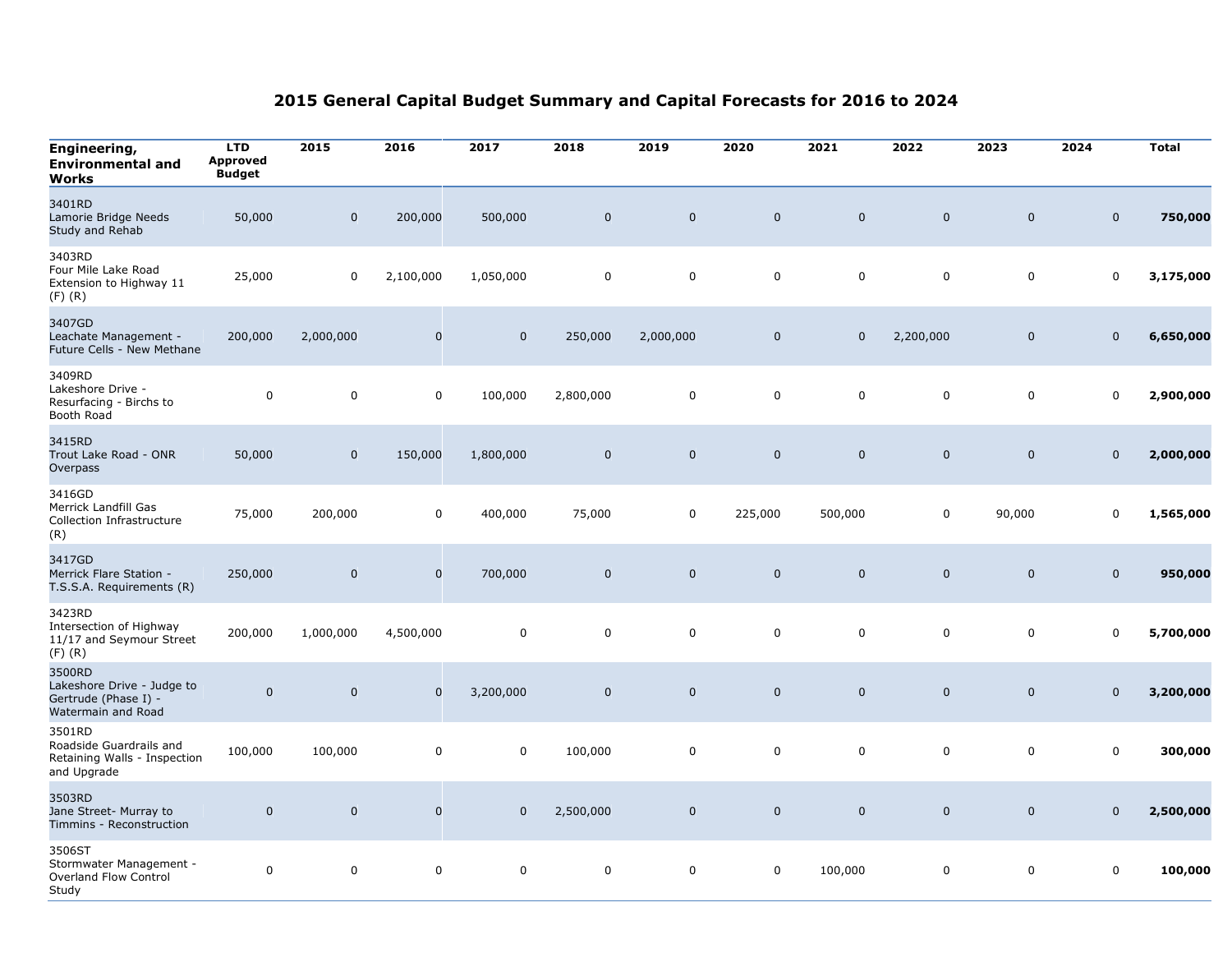# 2015 General Capital Budget Summary and Capital Forecasts for 2016 to 2024

| Engineering, Environmental and Works | LTD Approved Budget | 2015 | 2016 | 2017 | 2018 | 2019 | 2020 | 2021 | 2022 | 2023 | 2024 | Total |
|---|---|---|---|---|---|---|---|---|---|---|---|---|
| 3401RD Lamorie Bridge Needs Study and Rehab | 50,000 | 0 | 200,000 | 500,000 | 0 | 0 | 0 | 0 | 0 | 0 | 0 | **750,000** |
| 3403RD Four Mile Lake Road Extension to Highway 11 (F) (R) | 25,000 | 0 | 2,100,000 | 1,050,000 | 0 | 0 | 0 | 0 | 0 | 0 | 0 | **3,175,000** |
| 3407GD Leachate Management - Future Cells - New Methane | 200,000 | 2,000,000 | 0 | 0 | 250,000 | 2,000,000 | 0 | 0 | 2,200,000 | 0 | 0 | **6,650,000** |
| 3409RD Lakeshore Drive - Resurfacing - Birchs to Booth Road | 0 | 0 | 0 | 100,000 | 2,800,000 | 0 | 0 | 0 | 0 | 0 | 0 | **2,900,000** |
| 3415RD Trout Lake Road - ONR Overpass | 50,000 | 0 | 150,000 | 1,800,000 | 0 | 0 | 0 | 0 | 0 | 0 | 0 | **2,000,000** |
| 3416GD Merrick Landfill Gas Collection Infrastructure (R) | 75,000 | 200,000 | 0 | 400,000 | 75,000 | 0 | 225,000 | 500,000 | 0 | 90,000 | 0 | **1,565,000** |
| 3417GD Merrick Flare Station - T.S.S.A. Requirements (R) | 250,000 | 0 | 0 | 700,000 | 0 | 0 | 0 | 0 | 0 | 0 | 0 | **950,000** |
| 3423RD Intersection of Highway 11/17 and Seymour Street (F) (R) | 200,000 | 1,000,000 | 4,500,000 | 0 | 0 | 0 | 0 | 0 | 0 | 0 | 0 | **5,700,000** |
| 3500RD Lakeshore Drive - Judge to Gertrude (Phase I) - Watermain and Road | 0 | 0 | 0 | 3,200,000 | 0 | 0 | 0 | 0 | 0 | 0 | 0 | **3,200,000** |
| 3501RD Roadside Guardrails and Retaining Walls - Inspection and Upgrade | 100,000 | 100,000 | 0 | 0 | 100,000 | 0 | 0 | 0 | 0 | 0 | 0 | **300,000** |
| 3503RD Jane Street- Murray to Timmins - Reconstruction | 0 | 0 | 0 | 0 | 2,500,000 | 0 | 0 | 0 | 0 | 0 | 0 | **2,500,000** |
| 3506ST Stormwater Management - Overland Flow Control Study | 0 | 0 | 0 | 0 | 0 | 0 | 0 | 100,000 | 0 | 0 | 0 | **100,000** |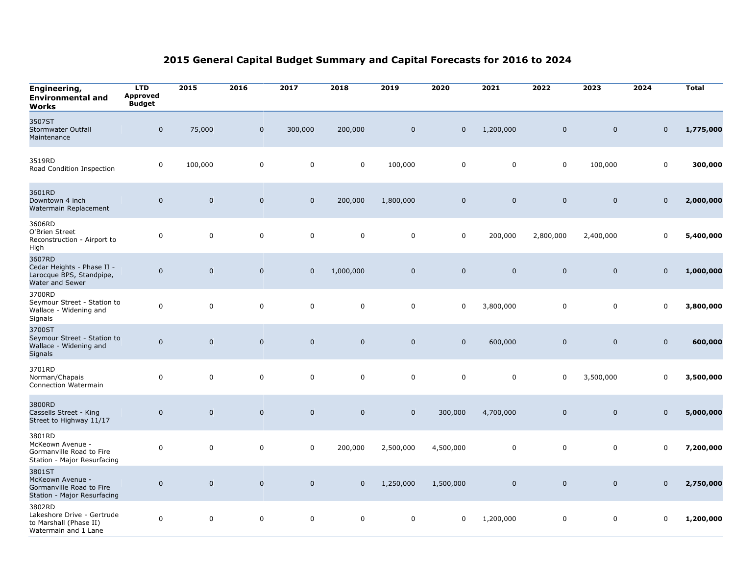# 2015 General Capital Budget Summary and Capital Forecasts for 2016 to 2024

| Engineering, Environmental and Works | LTD Approved Budget | 2015 | 2016 | 2017 | 2018 | 2019 | 2020 | 2021 | 2022 | 2023 | 2024 | Total |
|---|---|---|---|---|---|---|---|---|---|---|---|---|
| 3507ST Stormwater Outfall Maintenance | 0 | 75,000 | 0 | 300,000 | 200,000 | 0 | 0 | 1,200,000 | 0 | 0 | 0 | **1,775,000** |
| 3519RD Road Condition Inspection | 0 | 100,000 | 0 | 0 | 0 | 100,000 | 0 | 0 | 0 | 100,000 | 0 | **300,000** |
| 3601RD Downtown 4 inch Watermain Replacement | 0 | 0 | 0 | 0 | 200,000 | 1,800,000 | 0 | 0 | 0 | 0 | 0 | **2,000,000** |
| 3606RD O'Brien Street Reconstruction - Airport to High | 0 | 0 | 0 | 0 | 0 | 0 | 0 | 200,000 | 2,800,000 | 2,400,000 | 0 | **5,400,000** |
| 3607RD Cedar Heights - Phase II - Larocque BPS, Standpipe, Water and Sewer | 0 | 0 | 0 | 0 | 1,000,000 | 0 | 0 | 0 | 0 | 0 | 0 | **1,000,000** |
| 3700RD Seymour Street - Station to Wallace - Widening and Signals | 0 | 0 | 0 | 0 | 0 | 0 | 0 | 3,800,000 | 0 | 0 | 0 | **3,800,000** |
| 3700ST Seymour Street - Station to Wallace - Widening and Signals | 0 | 0 | 0 | 0 | 0 | 0 | 0 | 600,000 | 0 | 0 | 0 | **600,000** |
| 3701RD Norman/Chapais Connection Watermain | 0 | 0 | 0 | 0 | 0 | 0 | 0 | 0 | 0 | 3,500,000 | 0 | **3,500,000** |
| 3800RD Cassells Street - King Street to Highway 11/17 | 0 | 0 | 0 | 0 | 0 | 0 | 300,000 | 4,700,000 | 0 | 0 | 0 | **5,000,000** |
| 3801RD McKeown Avenue - Gormanville Road to Fire Station - Major Resurfacing | 0 | 0 | 0 | 0 | 200,000 | 2,500,000 | 4,500,000 | 0 | 0 | 0 | 0 | **7,200,000** |
| 3801ST McKeown Avenue - Gormanville Road to Fire Station - Major Resurfacing | 0 | 0 | 0 | 0 | 0 | 1,250,000 | 1,500,000 | 0 | 0 | 0 | 0 | **2,750,000** |
| 3802RD Lakeshore Drive - Gertrude to Marshall (Phase II) Watermain and 1 Lane | 0 | 0 | 0 | 0 | 0 | 0 | 0 | 1,200,000 | 0 | 0 | 0 | **1,200,000** |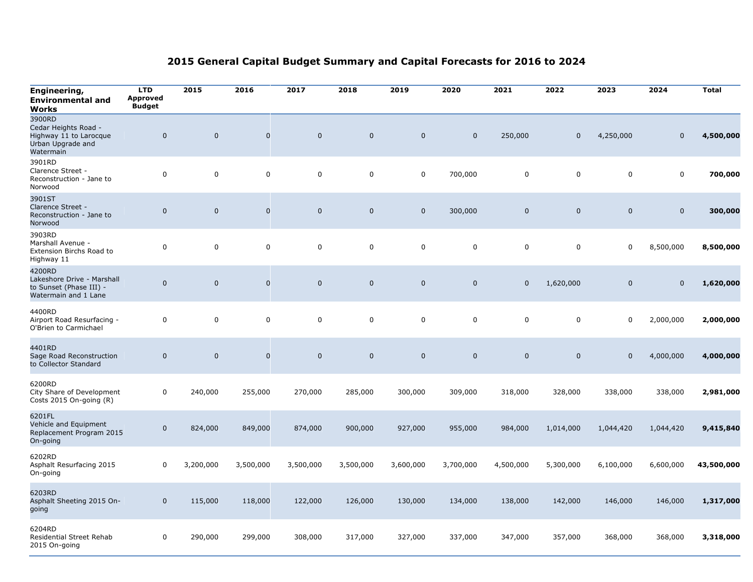# 2015 General Capital Budget Summary and Capital Forecasts for 2016 to 2024

| Engineering, Environmental and Works | LTD Approved Budget | 2015 | 2016 | 2017 | 2018 | 2019 | 2020 | 2021 | 2022 | 2023 | 2024 | Total |
|---|---|---|---|---|---|---|---|---|---|---|---|---|
| 3900RD Cedar Heights Road - Highway 11 to Larocque Urban Upgrade and Watermain | 0 | 0 | 0 | 0 | 0 | 0 | 0 | 250,000 | 0 | 4,250,000 | 0 | **4,500,000** |
| 3901RD Clarence Street - Reconstruction - Jane to Norwood | 0 | 0 | 0 | 0 | 0 | 0 | 700,000 | 0 | 0 | 0 | 0 | **700,000** |
| 3901ST Clarence Street - Reconstruction - Jane to Norwood | 0 | 0 | 0 | 0 | 0 | 0 | 300,000 | 0 | 0 | 0 | 0 | **300,000** |
| 3903RD Marshall Avenue - Extension Birchs Road to Highway 11 | 0 | 0 | 0 | 0 | 0 | 0 | 0 | 0 | 0 | 0 | 8,500,000 | **8,500,000** |
| 4200RD Lakeshore Drive - Marshall to Sunset (Phase III) - Watermain and 1 Lane | 0 | 0 | 0 | 0 | 0 | 0 | 0 | 0 | 1,620,000 | 0 | 0 | **1,620,000** |
| 4400RD Airport Road Resurfacing - O'Brien to Carmichael | 0 | 0 | 0 | 0 | 0 | 0 | 0 | 0 | 0 | 0 | 2,000,000 | **2,000,000** |
| 4401RD Sage Road Reconstruction to Collector Standard | 0 | 0 | 0 | 0 | 0 | 0 | 0 | 0 | 0 | 0 | 4,000,000 | **4,000,000** |
| 6200RD City Share of Development Costs 2015 On-going (R) | 0 | 240,000 | 255,000 | 270,000 | 285,000 | 300,000 | 309,000 | 318,000 | 328,000 | 338,000 | 338,000 | **2,981,000** |
| 6201FL Vehicle and Equipment Replacement Program 2015 On-going | 0 | 824,000 | 849,000 | 874,000 | 900,000 | 927,000 | 955,000 | 984,000 | 1,014,000 | 1,044,420 | 1,044,420 | **9,415,840** |
| 6202RD Asphalt Resurfacing 2015 On-going | 0 | 3,200,000 | 3,500,000 | 3,500,000 | 3,500,000 | 3,600,000 | 3,700,000 | 4,500,000 | 5,300,000 | 6,100,000 | 6,600,000 | **43,500,000** |
| 6203RD Asphalt Sheeting 2015 On-going | 0 | 115,000 | 118,000 | 122,000 | 126,000 | 130,000 | 134,000 | 138,000 | 142,000 | 146,000 | 146,000 | **1,317,000** |
| 6204RD Residential Street Rehab 2015 On-going | 0 | 290,000 | 299,000 | 308,000 | 317,000 | 327,000 | 337,000 | 347,000 | 357,000 | 368,000 | 368,000 | **3,318,000** |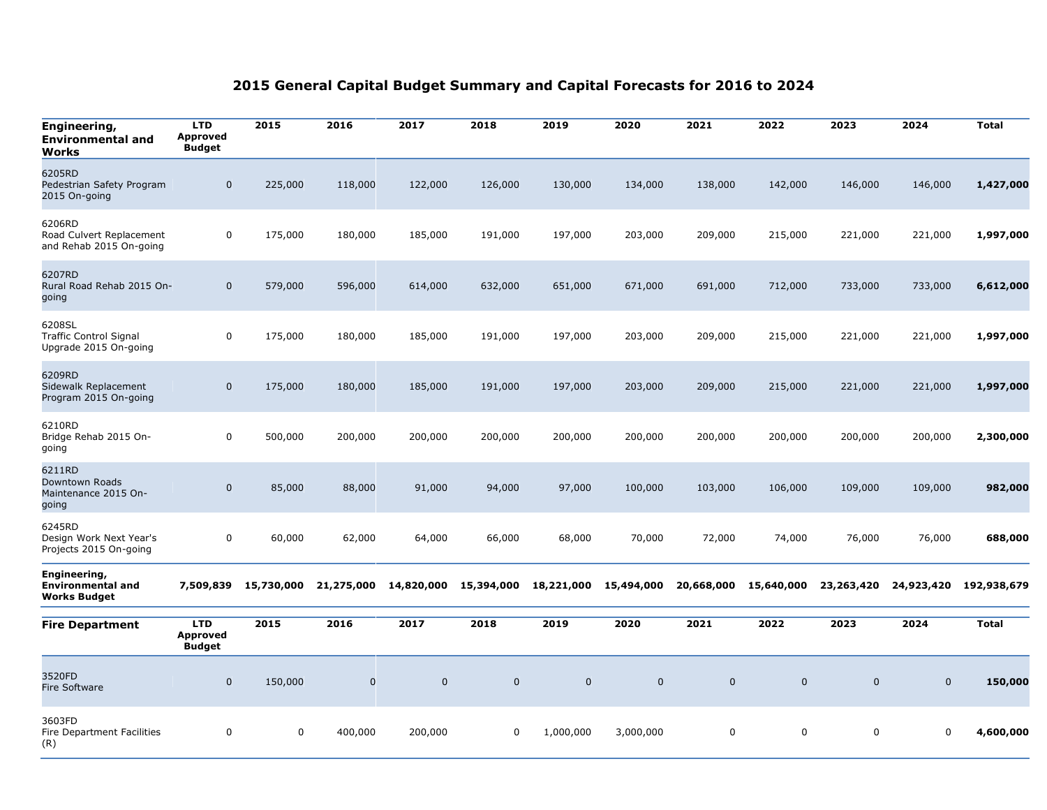# 2015 General Capital Budget Summary and Capital Forecasts for 2016 to 2024

| Engineering, Environmental and Works | LTD Approved Budget | 2015 | 2016 | 2017 | 2018 | 2019 | 2020 | 2021 | 2022 | 2023 | 2024 | Total |
|---|---|---|---|---|---|---|---|---|---|---|---|---|
| 6205RD Pedestrian Safety Program 2015 On-going | 0 | 225,000 | 118,000 | 122,000 | 126,000 | 130,000 | 134,000 | 138,000 | 142,000 | 146,000 | 146,000 | **1,427,000** |
| 6206RD Road Culvert Replacement and Rehab 2015 On-going | 0 | 175,000 | 180,000 | 185,000 | 191,000 | 197,000 | 203,000 | 209,000 | 215,000 | 221,000 | 221,000 | **1,997,000** |
| 6207RD Rural Road Rehab 2015 On-going | 0 | 579,000 | 596,000 | 614,000 | 632,000 | 651,000 | 671,000 | 691,000 | 712,000 | 733,000 | 733,000 | **6,612,000** |
| 6208SL Traffic Control Signal Upgrade 2015 On-going | 0 | 175,000 | 180,000 | 185,000 | 191,000 | 197,000 | 203,000 | 209,000 | 215,000 | 221,000 | 221,000 | **1,997,000** |
| 6209RD Sidewalk Replacement Program 2015 On-going | 0 | 175,000 | 180,000 | 185,000 | 191,000 | 197,000 | 203,000 | 209,000 | 215,000 | 221,000 | 221,000 | **1,997,000** |
| 6210RD Bridge Rehab 2015 On-going | 0 | 500,000 | 200,000 | 200,000 | 200,000 | 200,000 | 200,000 | 200,000 | 200,000 | 200,000 | 200,000 | **2,300,000** |
| 6211RD Downtown Roads Maintenance 2015 On-going | 0 | 85,000 | 88,000 | 91,000 | 94,000 | 97,000 | 100,000 | 103,000 | 106,000 | 109,000 | 109,000 | **982,000** |
| 6245RD Design Work Next Year's Projects 2015 On-going | 0 | 60,000 | 62,000 | 64,000 | 66,000 | 68,000 | 70,000 | 72,000 | 74,000 | 76,000 | 76,000 | **688,000** |
| **Engineering, Environmental and Works Budget** | **7,509,839** | **15,730,000** | **21,275,000** | **14,820,000** | **15,394,000** | **18,221,000** | **15,494,000** | **20,668,000** | **15,640,000** | **23,263,420** | **24,923,420** | **192,938,679** |

| Fire Department | LTD Approved Budget | 2015 | 2016 | 2017 | 2018 | 2019 | 2020 | 2021 | 2022 | 2023 | 2024 | Total |
|---|---|---|---|---|---|---|---|---|---|---|---|---|
| 3520FD Fire Software | 0 | 150,000 | 0 | 0 | 0 | 0 | 0 | 0 | 0 | 0 | 0 | **150,000** |
| 3603FD Fire Department Facilities (R) | 0 | 0 | 400,000 | 200,000 | 0 | 1,000,000 | 3,000,000 | 0 | 0 | 0 | 0 | **4,600,000** |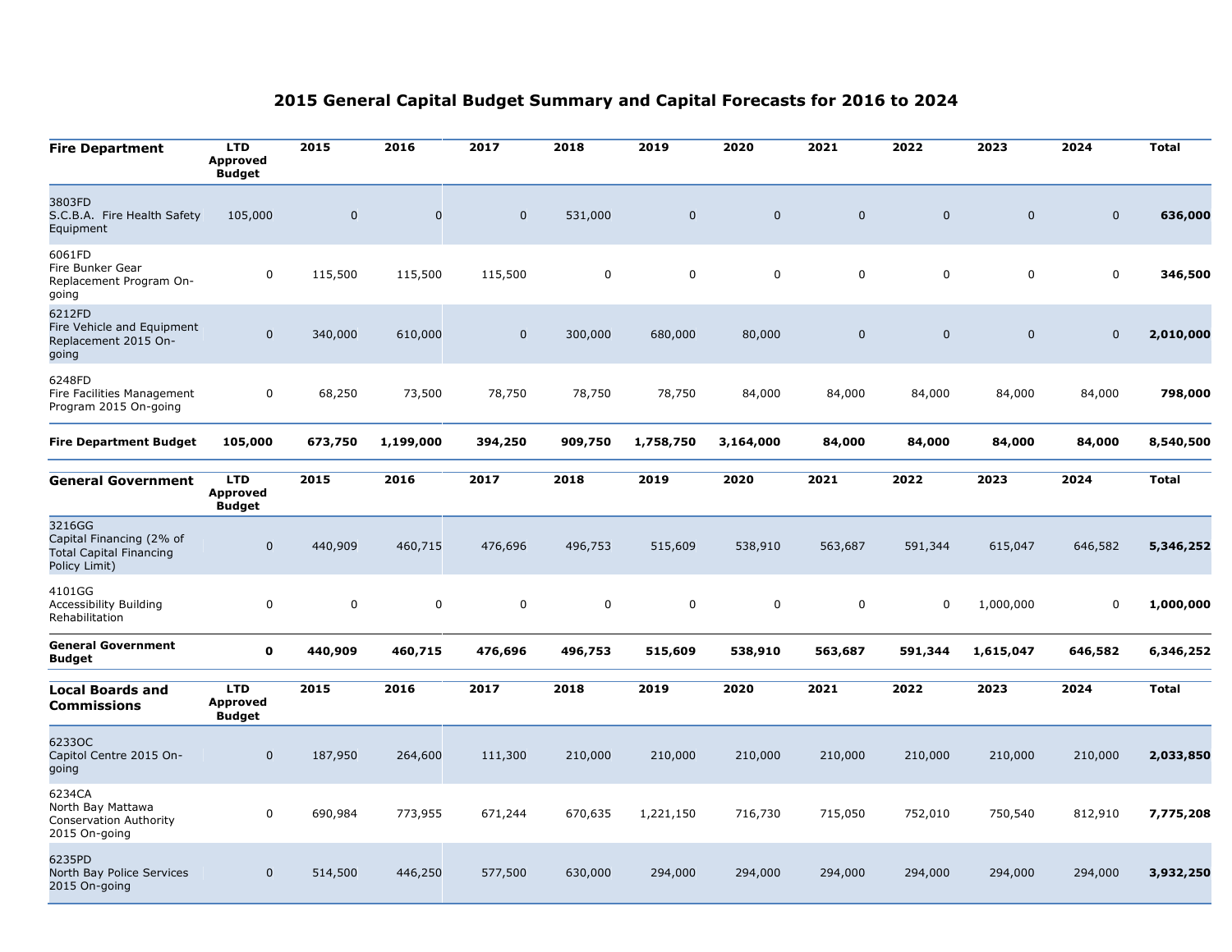## 2015 General Capital Budget Summary and Capital Forecasts for 2016 to 2024

| Fire Department | LTD Approved Budget | 2015 | 2016 | 2017 | 2018 | 2019 | 2020 | 2021 | 2022 | 2023 | 2024 | Total |
|---|---|---|---|---|---|---|---|---|---|---|---|---|
| 3803FD S.C.B.A. Fire Health Safety Equipment | 105,000 | 0 | 0 | 0 | 531,000 | 0 | 0 | 0 | 0 | 0 | 0 | **636,000** |
| 6061FD Fire Bunker Gear Replacement Program On-going | 0 | 115,500 | 115,500 | 115,500 | 0 | 0 | 0 | 0 | 0 | 0 | 0 | **346,500** |
| 6212FD Fire Vehicle and Equipment Replacement 2015 On-going | 0 | 340,000 | 610,000 | 0 | 300,000 | 680,000 | 80,000 | 0 | 0 | 0 | 0 | **2,010,000** |
| 6248FD Fire Facilities Management Program 2015 On-going | 0 | 68,250 | 73,500 | 78,750 | 78,750 | 78,750 | 84,000 | 84,000 | 84,000 | 84,000 | 84,000 | **798,000** |
| **Fire Department Budget** | **105,000** | **673,750** | **1,199,000** | **394,250** | **909,750** | **1,758,750** | **3,164,000** | **84,000** | **84,000** | **84,000** | **84,000** | **8,540,500** |

| General Government | LTD Approved Budget | 2015 | 2016 | 2017 | 2018 | 2019 | 2020 | 2021 | 2022 | 2023 | 2024 | Total |
|---|---|---|---|---|---|---|---|---|---|---|---|---|
| 3216GG Capital Financing (2% of Total Capital Financing Policy Limit) | 0 | 440,909 | 460,715 | 476,696 | 496,753 | 515,609 | 538,910 | 563,687 | 591,344 | 615,047 | 646,582 | **5,346,252** |
| 4101GG Accessibility Building Rehabilitation | 0 | 0 | 0 | 0 | 0 | 0 | 0 | 0 | 0 | 1,000,000 | 0 | **1,000,000** |
| **General Government Budget** | **0** | **440,909** | **460,715** | **476,696** | **496,753** | **515,609** | **538,910** | **563,687** | **591,344** | **1,615,047** | **646,582** | **6,346,252** |

| Local Boards and Commissions | LTD Approved Budget | 2015 | 2016 | 2017 | 2018 | 2019 | 2020 | 2021 | 2022 | 2023 | 2024 | Total |
|---|---|---|---|---|---|---|---|---|---|---|---|---|
| 6233OC Capitol Centre 2015 On-going | 0 | 187,950 | 264,600 | 111,300 | 210,000 | 210,000 | 210,000 | 210,000 | 210,000 | 210,000 | 210,000 | **2,033,850** |
| 6234CA North Bay Mattawa Conservation Authority 2015 On-going | 0 | 690,984 | 773,955 | 671,244 | 670,635 | 1,221,150 | 716,730 | 715,050 | 752,010 | 750,540 | 812,910 | **7,775,208** |
| 6235PD North Bay Police Services 2015 On-going | 0 | 514,500 | 446,250 | 577,500 | 630,000 | 294,000 | 294,000 | 294,000 | 294,000 | 294,000 | 294,000 | **3,932,250** |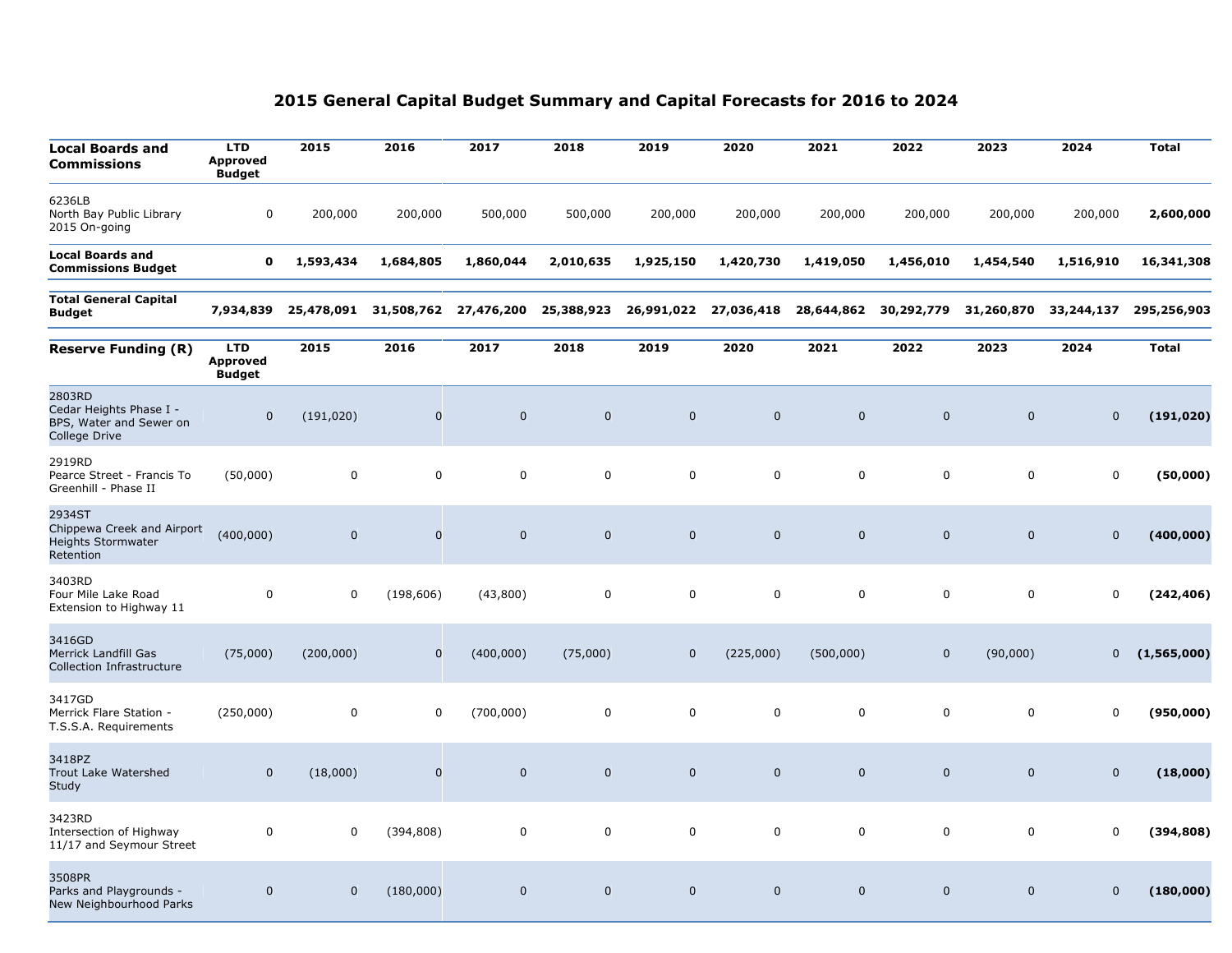# 2015 General Capital Budget Summary and Capital Forecasts for 2016 to 2024

| Local Boards and Commissions | LTD Approved Budget | 2015 | 2016 | 2017 | 2018 | 2019 | 2020 | 2021 | 2022 | 2023 | 2024 | Total |
|---|---|---|---|---|---|---|---|---|---|---|---|---|
| 6236LB North Bay Public Library 2015 On-going | 0 | 200,000 | 200,000 | 500,000 | 500,000 | 200,000 | 200,000 | 200,000 | 200,000 | 200,000 | 200,000 | **2,600,000** |
| **Local Boards and Commissions Budget** | **0** | **1,593,434** | **1,684,805** | **1,860,044** | **2,010,635** | **1,925,150** | **1,420,730** | **1,419,050** | **1,456,010** | **1,454,540** | **1,516,910** | **16,341,308** |
| **Total General Capital Budget** | **7,934,839** | **25,478,091** | **31,508,762** | **27,476,200** | **25,388,923** | **26,991,022** | **27,036,418** | **28,644,862** | **30,292,779** | **31,260,870** | **33,244,137** | **295,256,903** |

| Reserve Funding (R) | LTD Approved Budget | 2015 | 2016 | 2017 | 2018 | 2019 | 2020 | 2021 | 2022 | 2023 | 2024 | Total |
|---|---|---|---|---|---|---|---|---|---|---|---|---|
| 2803RD Cedar Heights Phase I - BPS, Water and Sewer on College Drive | 0 | (191,020) | 0 | 0 | 0 | 0 | 0 | 0 | 0 | 0 | 0 | **(191,020)** |
| 2919RD Pearce Street - Francis To Greenhill - Phase II | (50,000) | 0 | 0 | 0 | 0 | 0 | 0 | 0 | 0 | 0 | 0 | **(50,000)** |
| 2934ST Chippewa Creek and Airport Heights Stormwater Retention | (400,000) | 0 | 0 | 0 | 0 | 0 | 0 | 0 | 0 | 0 | 0 | **(400,000)** |
| 3403RD Four Mile Lake Road Extension to Highway 11 | 0 | 0 | (198,606) | (43,800) | 0 | 0 | 0 | 0 | 0 | 0 | 0 | **(242,406)** |
| 3416GD Merrick Landfill Gas Collection Infrastructure | (75,000) | (200,000) | 0 | (400,000) | (75,000) | 0 | (225,000) | (500,000) | 0 | (90,000) | 0 | **(1,565,000)** |
| 3417GD Merrick Flare Station - T.S.S.A. Requirements | (250,000) | 0 | 0 | (700,000) | 0 | 0 | 0 | 0 | 0 | 0 | 0 | **(950,000)** |
| 3418PZ Trout Lake Watershed Study | 0 | (18,000) | 0 | 0 | 0 | 0 | 0 | 0 | 0 | 0 | 0 | **(18,000)** |
| 3423RD Intersection of Highway 11/17 and Seymour Street | 0 | 0 | (394,808) | 0 | 0 | 0 | 0 | 0 | 0 | 0 | 0 | **(394,808)** |
| 3508PR Parks and Playgrounds - New Neighbourhood Parks | 0 | 0 | (180,000) | 0 | 0 | 0 | 0 | 0 | 0 | 0 | 0 | **(180,000)** |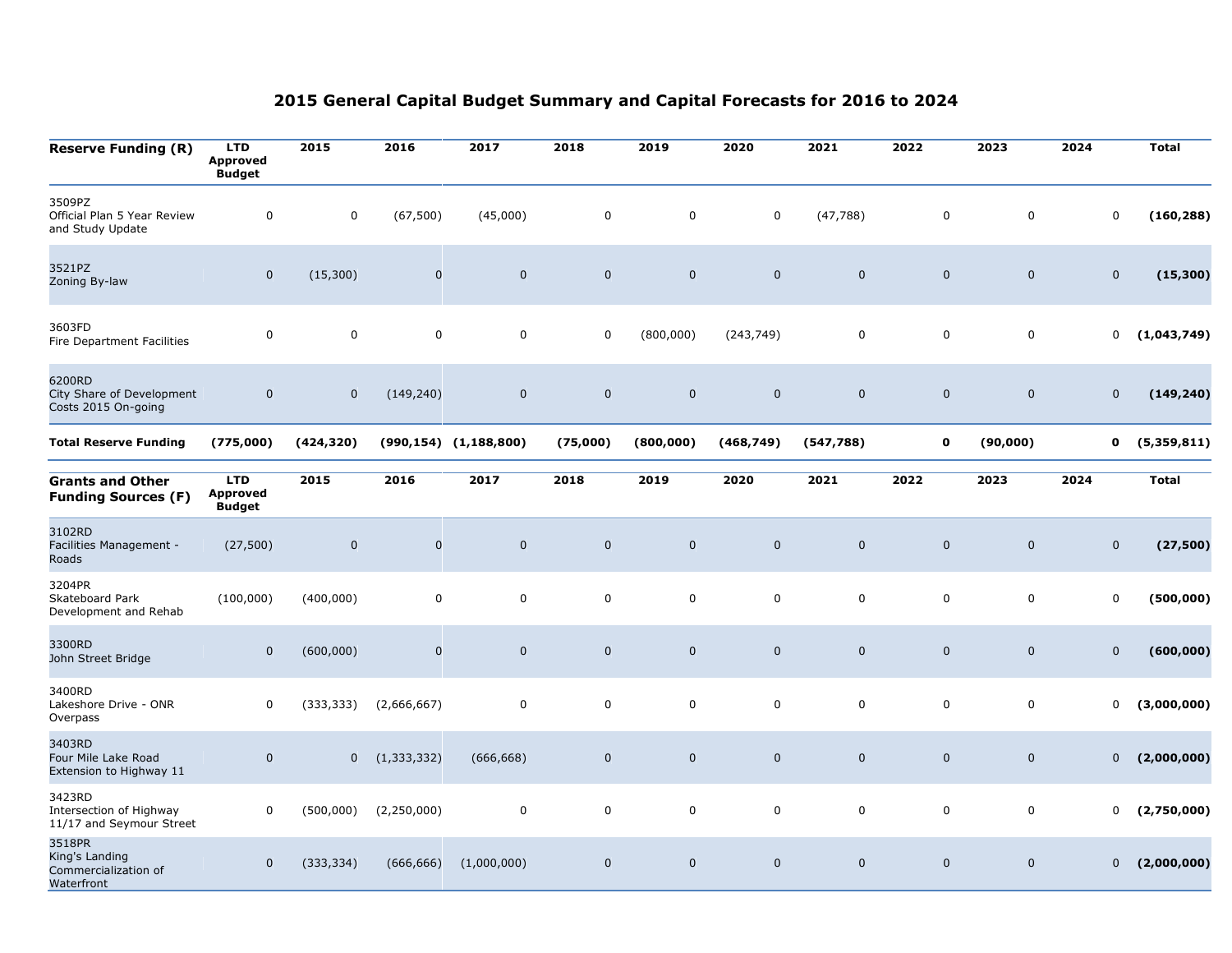# 2015 General Capital Budget Summary and Capital Forecasts for 2016 to 2024

| Reserve Funding (R) | LTD Approved Budget | 2015 | 2016 | 2017 | 2018 | 2019 | 2020 | 2021 | 2022 | 2023 | 2024 | Total |
|---|---|---|---|---|---|---|---|---|---|---|---|---|
| 3509PZ Official Plan 5 Year Review and Study Update | 0 | 0 | (67,500) | (45,000) | 0 | 0 | 0 | (47,788) | 0 | 0 | 0 | **(160,288)** |
| 3521PZ Zoning By-law | 0 | (15,300) | 0 | 0 | 0 | 0 | 0 | 0 | 0 | 0 | 0 | **(15,300)** |
| 3603FD Fire Department Facilities | 0 | 0 | 0 | 0 | 0 | (800,000) | (243,749) | 0 | 0 | 0 | 0 | **(1,043,749)** |
| 6200RD City Share of Development Costs 2015 On-going | 0 | 0 | (149,240) | 0 | 0 | 0 | 0 | 0 | 0 | 0 | 0 | **(149,240)** |
| **Total Reserve Funding** | **(775,000)** | **(424,320)** | **(990,154)** | **(1,188,800)** | **(75,000)** | **(800,000)** | **(468,749)** | **(547,788)** | **0** | **(90,000)** | **0** | **(5,359,811)** |

| Grants and Other Funding Sources (F) | LTD Approved Budget | 2015 | 2016 | 2017 | 2018 | 2019 | 2020 | 2021 | 2022 | 2023 | 2024 | Total |
|---|---|---|---|---|---|---|---|---|---|---|---|---|
| 3102RD Facilities Management - Roads | (27,500) | 0 | 0 | 0 | 0 | 0 | 0 | 0 | 0 | 0 | 0 | **(27,500)** |
| 3204PR Skateboard Park Development and Rehab | (100,000) | (400,000) | 0 | 0 | 0 | 0 | 0 | 0 | 0 | 0 | 0 | **(500,000)** |
| 3300RD John Street Bridge | 0 | (600,000) | 0 | 0 | 0 | 0 | 0 | 0 | 0 | 0 | 0 | **(600,000)** |
| 3400RD Lakeshore Drive - ONR Overpass | 0 | (333,333) | (2,666,667) | 0 | 0 | 0 | 0 | 0 | 0 | 0 | 0 | **(3,000,000)** |
| 3403RD Four Mile Lake Road Extension to Highway 11 | 0 | 0 | (1,333,332) | (666,668) | 0 | 0 | 0 | 0 | 0 | 0 | 0 | **(2,000,000)** |
| 3423RD Intersection of Highway 11/17 and Seymour Street | 0 | (500,000) | (2,250,000) | 0 | 0 | 0 | 0 | 0 | 0 | 0 | 0 | **(2,750,000)** |
| 3518PR King's Landing Commercialization of Waterfront | 0 | (333,334) | (666,666) | (1,000,000) | 0 | 0 | 0 | 0 | 0 | 0 | 0 | **(2,000,000)** |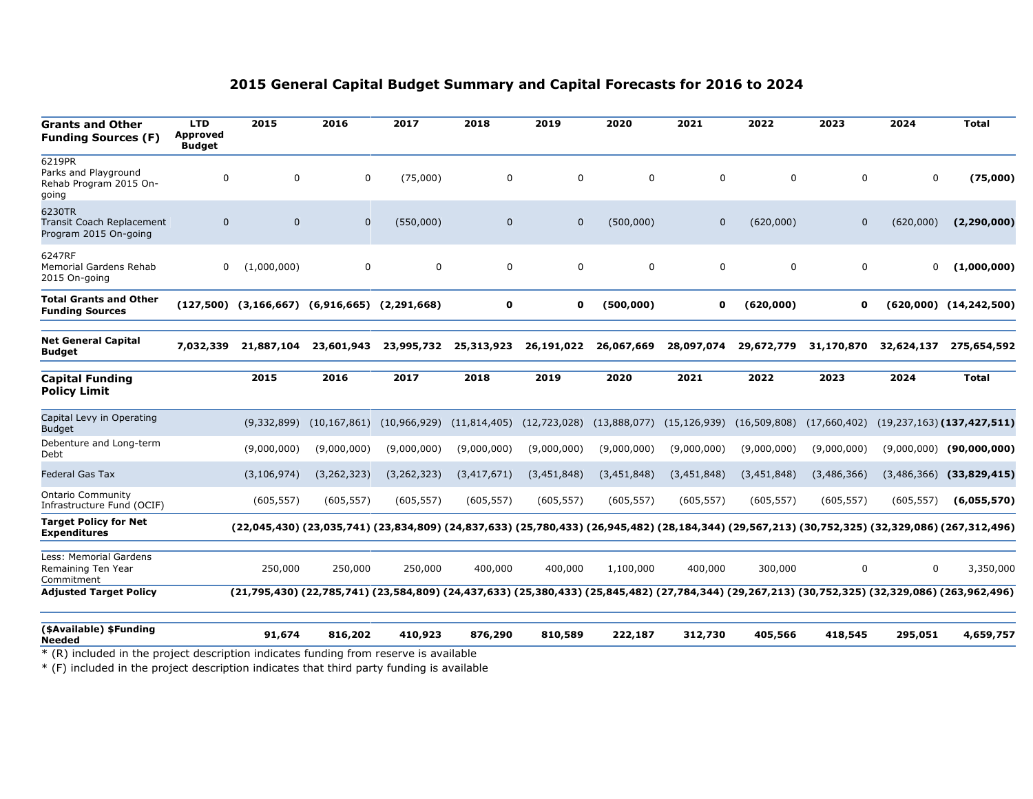# 2015 General Capital Budget Summary and Capital Forecasts for 2016 to 2024

| Grants and Other Funding Sources (F) | LTD Approved Budget | 2015 | 2016 | 2017 | 2018 | 2019 | 2020 | 2021 | 2022 | 2023 | 2024 | Total |
|---|---|---|---|---|---|---|---|---|---|---|---|---|
| 6219PR Parks and Playground Rehab Program 2015 On-going | 0 | 0 | 0 | (75,000) | 0 | 0 | 0 | 0 | 0 | 0 | 0 | **(75,000)** |
| 6230TR Transit Coach Replacement Program 2015 On-going | 0 | 0 | 0 | (550,000) | 0 | 0 | (500,000) | 0 | (620,000) | 0 | (620,000) | **(2,290,000)** |
| 6247RF Memorial Gardens Rehab 2015 On-going | 0 | (1,000,000) | 0 | 0 | 0 | 0 | 0 | 0 | 0 | 0 | 0 | **(1,000,000)** |
| **Total Grants and Other Funding Sources** | **(127,500)** | **(3,166,667)** | **(6,916,665)** | **(2,291,668)** | **0** | **0** | **(500,000)** | **0** | **(620,000)** | **0** | **(620,000)** | **(14,242,500)** |
| **Net General Capital Budget** | **7,032,339** | **21,887,104** | **23,601,943** | **23,995,732** | **25,313,923** | **26,191,022** | **26,067,669** | **28,097,074** | **29,672,779** | **31,170,870** | **32,624,137** | **275,654,592** |

| Capital Funding Policy Limit | 2015 | 2016 | 2017 | 2018 | 2019 | 2020 | 2021 | 2022 | 2023 | 2024 | Total |
|---|---|---|---|---|---|---|---|---|---|---|---|
| Capital Levy in Operating Budget | (9,332,899) | (10,167,861) | (10,966,929) | (11,814,405) | (12,723,028) | (13,888,077) | (15,126,939) | (16,509,808) | (17,660,402) | (19,237,163) | **(137,427,511)** |
| Debenture and Long-term Debt | (9,000,000) | (9,000,000) | (9,000,000) | (9,000,000) | (9,000,000) | (9,000,000) | (9,000,000) | (9,000,000) | (9,000,000) | (9,000,000) | **(90,000,000)** |
| Federal Gas Tax | (3,106,974) | (3,262,323) | (3,262,323) | (3,417,671) | (3,451,848) | (3,451,848) | (3,451,848) | (3,451,848) | (3,486,366) | (3,486,366) | **(33,829,415)** |
| Ontario Community Infrastructure Fund (OCIF) | (605,557) | (605,557) | (605,557) | (605,557) | (605,557) | (605,557) | (605,557) | (605,557) | (605,557) | (605,557) | **(6,055,570)** |
| **Target Policy for Net Expenditures** | **(22,045,430)** | **(23,035,741)** | **(23,834,809)** | **(24,837,633)** | **(25,780,433)** | **(26,945,482)** | **(28,184,344)** | **(29,567,213)** | **(30,752,325)** | **(32,329,086)** | **(267,312,496)** |
| Less: Memorial Gardens Remaining Ten Year Commitment | 250,000 | 250,000 | 250,000 | 400,000 | 400,000 | 1,100,000 | 400,000 | 300,000 | 0 | 0 | 3,350,000 |
| **Adjusted Target Policy** | **(21,795,430)** | **(22,785,741)** | **(23,584,809)** | **(24,437,633)** | **(25,380,433)** | **(25,845,482)** | **(27,784,344)** | **(29,267,213)** | **(30,752,325)** | **(32,329,086)** | **(263,962,496)** |
| **($Available) $Funding Needed** | **91,674** | **816,202** | **410,923** | **876,290** | **810,589** | **222,187** | **312,730** | **405,566** | **418,545** | **295,051** | **4,659,757** |

* (R) included in the project description indicates funding from reserve is available

* (F) included in the project description indicates that third party funding is available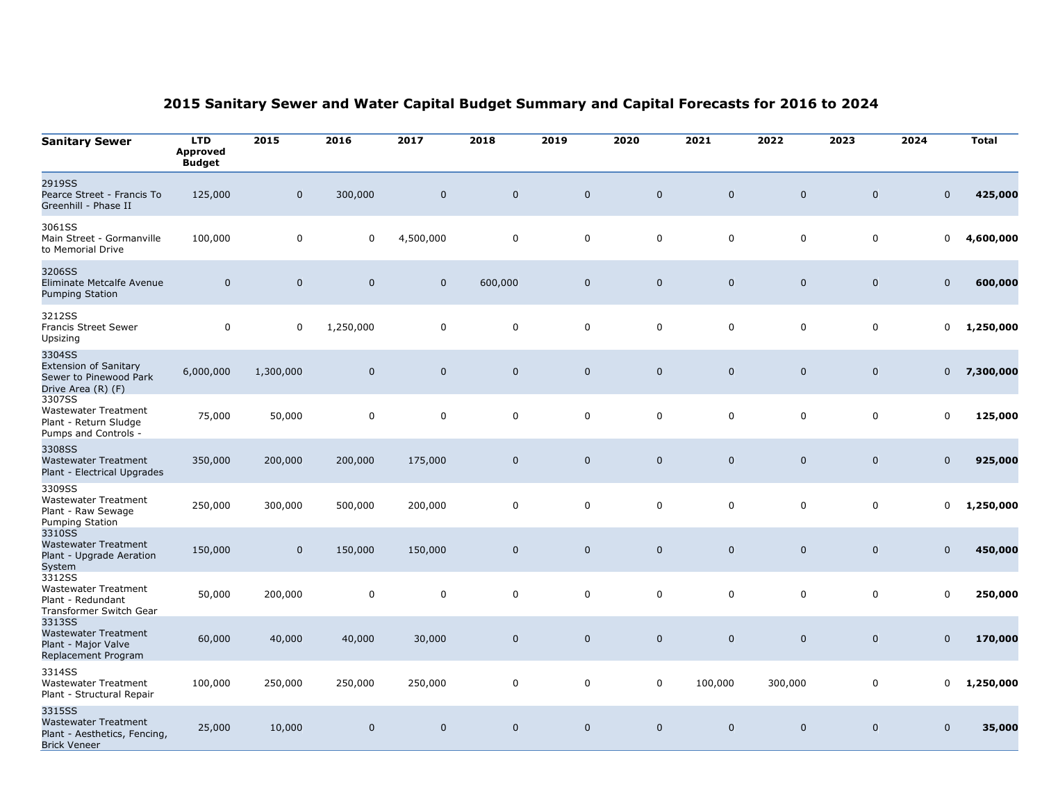## 2015 Sanitary Sewer and Water Capital Budget Summary and Capital Forecasts for 2016 to 2024

| Sanitary Sewer | LTD Approved Budget | 2015 | 2016 | 2017 | 2018 | 2019 | 2020 | 2021 | 2022 | 2023 | 2024 | Total |
|---|---|---|---|---|---|---|---|---|---|---|---|---|
| 2919SS Pearce Street - Francis To Greenhill - Phase II | 125,000 | 0 | 300,000 | 0 | 0 | 0 | 0 | 0 | 0 | 0 | 0 | **425,000** |
| 3061SS Main Street - Gormanville to Memorial Drive | 100,000 | 0 | 0 | 4,500,000 | 0 | 0 | 0 | 0 | 0 | 0 | 0 | **4,600,000** |
| 3206SS Eliminate Metcalfe Avenue Pumping Station | 0 | 0 | 0 | 0 | 600,000 | 0 | 0 | 0 | 0 | 0 | 0 | **600,000** |
| 3212SS Francis Street Sewer Upsizing | 0 | 0 | 1,250,000 | 0 | 0 | 0 | 0 | 0 | 0 | 0 | 0 | **1,250,000** |
| 3304SS Extension of Sanitary Sewer to Pinewood Park Drive Area (R) (F) | 6,000,000 | 1,300,000 | 0 | 0 | 0 | 0 | 0 | 0 | 0 | 0 | 0 | **7,300,000** |
| 3307SS Wastewater Treatment Plant - Return Sludge Pumps and Controls - | 75,000 | 50,000 | 0 | 0 | 0 | 0 | 0 | 0 | 0 | 0 | 0 | **125,000** |
| 3308SS Wastewater Treatment Plant - Electrical Upgrades | 350,000 | 200,000 | 200,000 | 175,000 | 0 | 0 | 0 | 0 | 0 | 0 | 0 | **925,000** |
| 3309SS Wastewater Treatment Plant - Raw Sewage Pumping Station | 250,000 | 300,000 | 500,000 | 200,000 | 0 | 0 | 0 | 0 | 0 | 0 | 0 | **1,250,000** |
| 3310SS Wastewater Treatment Plant - Upgrade Aeration System | 150,000 | 0 | 150,000 | 150,000 | 0 | 0 | 0 | 0 | 0 | 0 | 0 | **450,000** |
| 3312SS Wastewater Treatment Plant - Redundant Transformer Switch Gear | 50,000 | 200,000 | 0 | 0 | 0 | 0 | 0 | 0 | 0 | 0 | 0 | **250,000** |
| 3313SS Wastewater Treatment Plant - Major Valve Replacement Program | 60,000 | 40,000 | 40,000 | 30,000 | 0 | 0 | 0 | 0 | 0 | 0 | 0 | **170,000** |
| 3314SS Wastewater Treatment Plant - Structural Repair | 100,000 | 250,000 | 250,000 | 250,000 | 0 | 0 | 0 | 100,000 | 300,000 | 0 | 0 | **1,250,000** |
| 3315SS Wastewater Treatment Plant - Aesthetics, Fencing, Brick Veneer | 25,000 | 10,000 | 0 | 0 | 0 | 0 | 0 | 0 | 0 | 0 | 0 | **35,000** |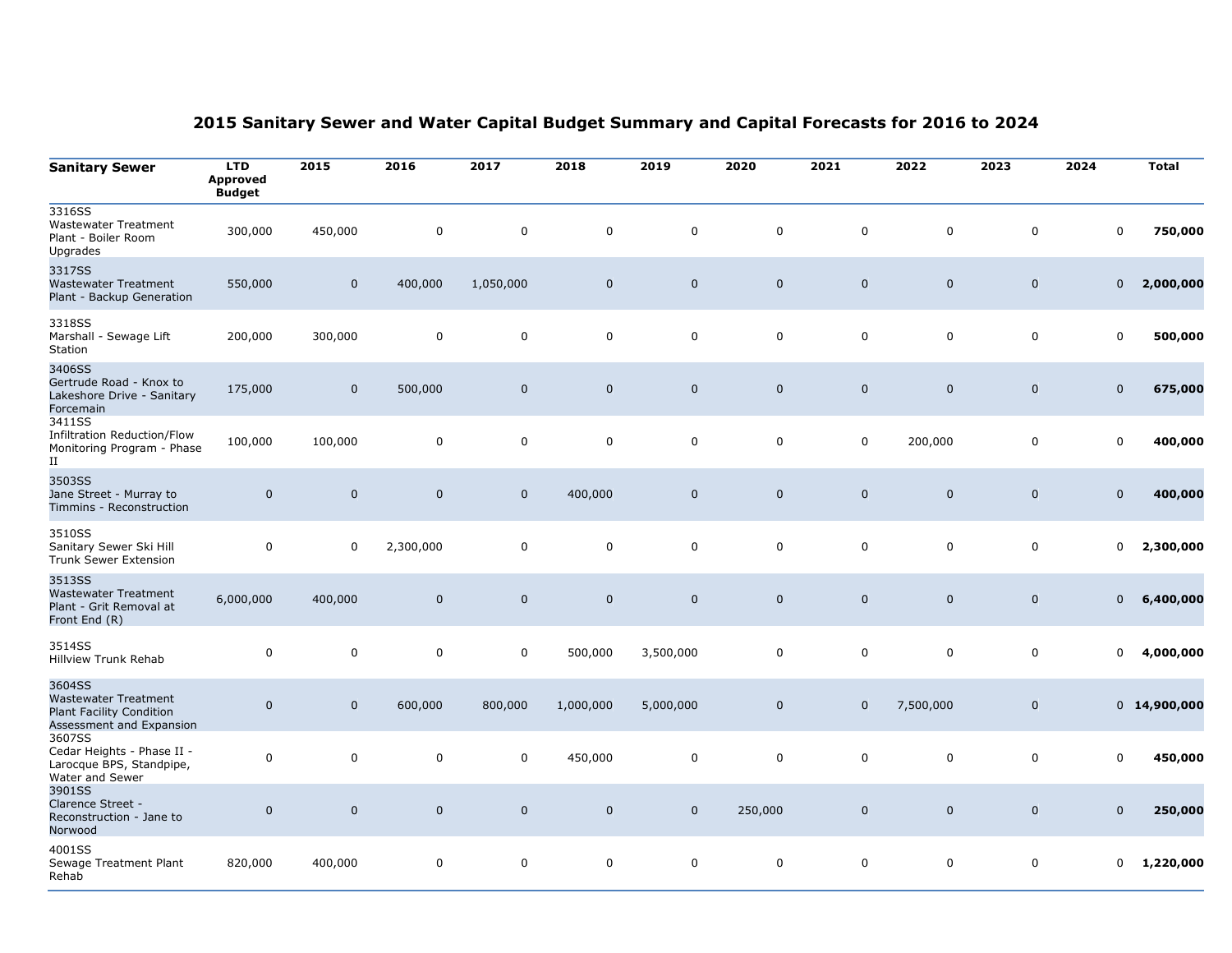# 2015 Sanitary Sewer and Water Capital Budget Summary and Capital Forecasts for 2016 to 2024

| Sanitary Sewer | LTD Approved Budget | 2015 | 2016 | 2017 | 2018 | 2019 | 2020 | 2021 | 2022 | 2023 | 2024 | Total |
|---|---|---|---|---|---|---|---|---|---|---|---|---|
| 3316SS Wastewater Treatment Plant - Boiler Room Upgrades | 300,000 | 450,000 | 0 | 0 | 0 | 0 | 0 | 0 | 0 | 0 | 0 | **750,000** |
| 3317SS Wastewater Treatment Plant - Backup Generation | 550,000 | 0 | 400,000 | 1,050,000 | 0 | 0 | 0 | 0 | 0 | 0 | 0 | **2,000,000** |
| 3318SS Marshall - Sewage Lift Station | 200,000 | 300,000 | 0 | 0 | 0 | 0 | 0 | 0 | 0 | 0 | 0 | **500,000** |
| 3406SS Gertrude Road - Knox to Lakeshore Drive - Sanitary Forcemain | 175,000 | 0 | 500,000 | 0 | 0 | 0 | 0 | 0 | 0 | 0 | 0 | **675,000** |
| 3411SS Infiltration Reduction/Flow Monitoring Program - Phase II | 100,000 | 100,000 | 0 | 0 | 0 | 0 | 0 | 0 | 200,000 | 0 | 0 | **400,000** |
| 3503SS Jane Street - Murray to Timmins - Reconstruction | 0 | 0 | 0 | 0 | 400,000 | 0 | 0 | 0 | 0 | 0 | 0 | **400,000** |
| 3510SS Sanitary Sewer Ski Hill Trunk Sewer Extension | 0 | 0 | 2,300,000 | 0 | 0 | 0 | 0 | 0 | 0 | 0 | 0 | **2,300,000** |
| 3513SS Wastewater Treatment Plant - Grit Removal at Front End (R) | 6,000,000 | 400,000 | 0 | 0 | 0 | 0 | 0 | 0 | 0 | 0 | 0 | **6,400,000** |
| 3514SS Hillview Trunk Rehab | 0 | 0 | 0 | 0 | 500,000 | 3,500,000 | 0 | 0 | 0 | 0 | 0 | **4,000,000** |
| 3604SS Wastewater Treatment Plant Facility Condition Assessment and Expansion | 0 | 0 | 600,000 | 800,000 | 1,000,000 | 5,000,000 | 0 | 0 | 7,500,000 | 0 | 0 | **14,900,000** |
| 3607SS Cedar Heights - Phase II - Larocque BPS, Standpipe, Water and Sewer | 0 | 0 | 0 | 0 | 450,000 | 0 | 0 | 0 | 0 | 0 | 0 | **450,000** |
| 3901SS Clarence Street - Reconstruction - Jane to Norwood | 0 | 0 | 0 | 0 | 0 | 0 | 250,000 | 0 | 0 | 0 | 0 | **250,000** |
| 4001SS Sewage Treatment Plant Rehab | 820,000 | 400,000 | 0 | 0 | 0 | 0 | 0 | 0 | 0 | 0 | 0 | **1,220,000** |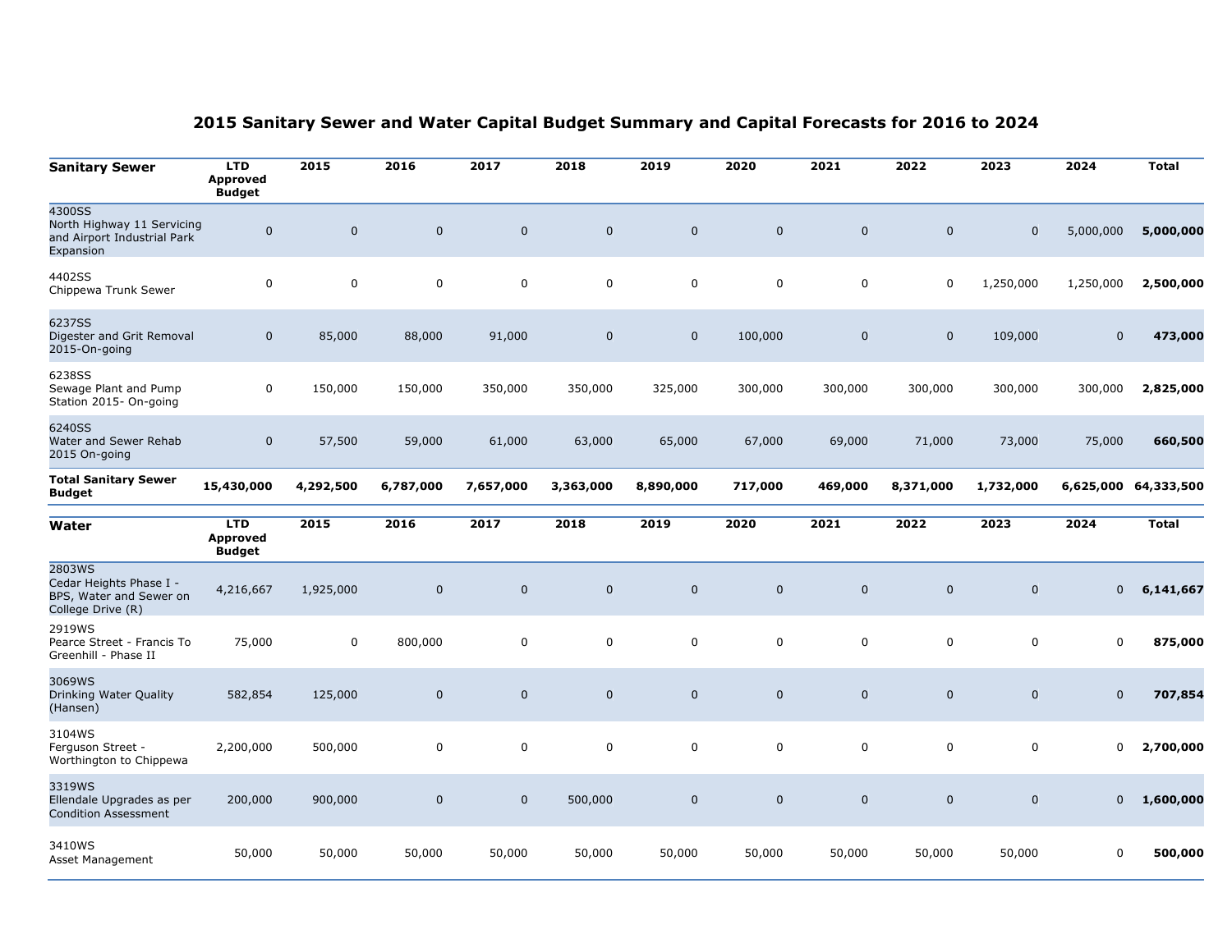# 2015 Sanitary Sewer and Water Capital Budget Summary and Capital Forecasts for 2016 to 2024

| Sanitary Sewer | LTD Approved Budget | 2015 | 2016 | 2017 | 2018 | 2019 | 2020 | 2021 | 2022 | 2023 | 2024 | Total |
|---|---|---|---|---|---|---|---|---|---|---|---|---|
| 4300SS North Highway 11 Servicing and Airport Industrial Park Expansion | 0 | 0 | 0 | 0 | 0 | 0 | 0 | 0 | 0 | 0 | 5,000,000 | **5,000,000** |
| 4402SS Chippewa Trunk Sewer | 0 | 0 | 0 | 0 | 0 | 0 | 0 | 0 | 0 | 1,250,000 | 1,250,000 | **2,500,000** |
| 6237SS Digester and Grit Removal 2015-On-going | 0 | 85,000 | 88,000 | 91,000 | 0 | 0 | 100,000 | 0 | 0 | 109,000 | 0 | **473,000** |
| 6238SS Sewage Plant and Pump Station 2015- On-going | 0 | 150,000 | 150,000 | 350,000 | 350,000 | 325,000 | 300,000 | 300,000 | 300,000 | 300,000 | 300,000 | **2,825,000** |
| 6240SS Water and Sewer Rehab 2015 On-going | 0 | 57,500 | 59,000 | 61,000 | 63,000 | 65,000 | 67,000 | 69,000 | 71,000 | 73,000 | 75,000 | **660,500** |
| **Total Sanitary Sewer Budget** | **15,430,000** | **4,292,500** | **6,787,000** | **7,657,000** | **3,363,000** | **8,890,000** | **717,000** | **469,000** | **8,371,000** | **1,732,000** | **6,625,000** | **64,333,500** |

| Water | LTD Approved Budget | 2015 | 2016 | 2017 | 2018 | 2019 | 2020 | 2021 | 2022 | 2023 | 2024 | Total |
|---|---|---|---|---|---|---|---|---|---|---|---|---|
| 2803WS Cedar Heights Phase I - BPS, Water and Sewer on College Drive (R) | 4,216,667 | 1,925,000 | 0 | 0 | 0 | 0 | 0 | 0 | 0 | 0 | 0 | **6,141,667** |
| 2919WS Pearce Street - Francis To Greenhill - Phase II | 75,000 | 0 | 800,000 | 0 | 0 | 0 | 0 | 0 | 0 | 0 | 0 | **875,000** |
| 3069WS Drinking Water Quality (Hansen) | 582,854 | 125,000 | 0 | 0 | 0 | 0 | 0 | 0 | 0 | 0 | 0 | **707,854** |
| 3104WS Ferguson Street - Worthington to Chippewa | 2,200,000 | 500,000 | 0 | 0 | 0 | 0 | 0 | 0 | 0 | 0 | 0 | **2,700,000** |
| 3319WS Ellendale Upgrades as per Condition Assessment | 200,000 | 900,000 | 0 | 0 | 500,000 | 0 | 0 | 0 | 0 | 0 | 0 | **1,600,000** |
| 3410WS Asset Management | 50,000 | 50,000 | 50,000 | 50,000 | 50,000 | 50,000 | 50,000 | 50,000 | 50,000 | 50,000 | 0 | **500,000** |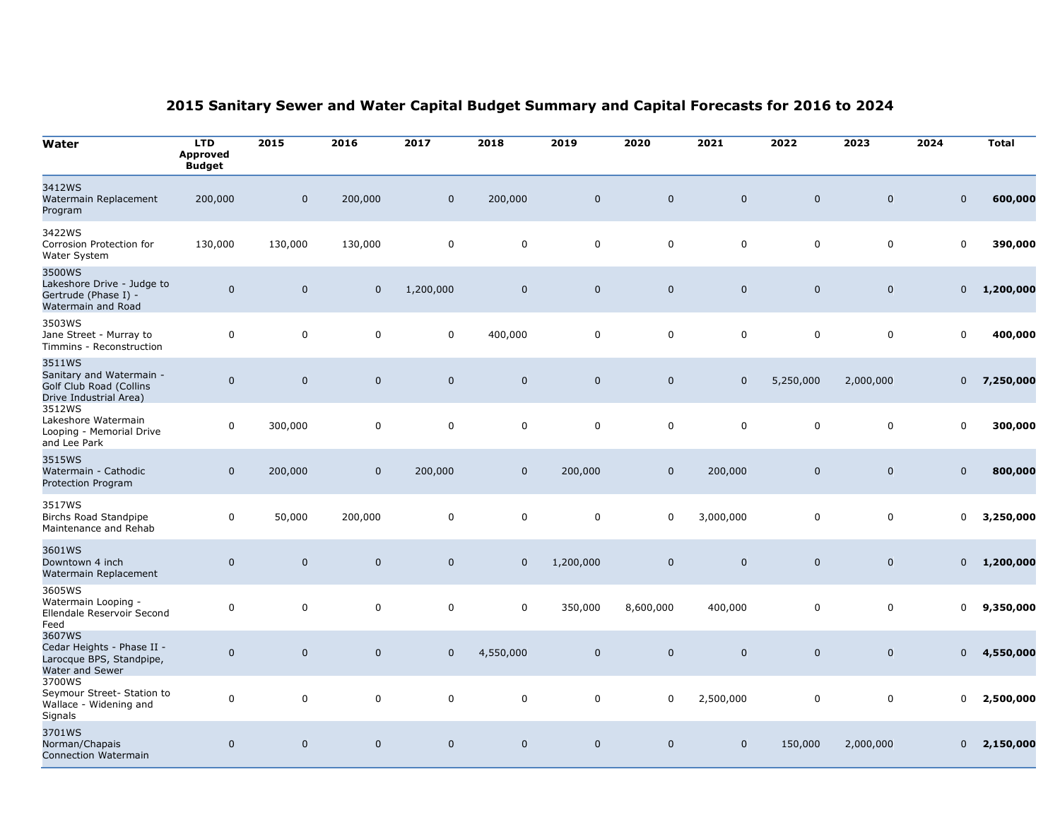## 2015 Sanitary Sewer and Water Capital Budget Summary and Capital Forecasts for 2016 to 2024

| Water | LTD Approved Budget | 2015 | 2016 | 2017 | 2018 | 2019 | 2020 | 2021 | 2022 | 2023 | 2024 | Total |
|---|---|---|---|---|---|---|---|---|---|---|---|---|
| 3412WS Watermain Replacement Program | 200,000 | 0 | 200,000 | 0 | 200,000 | 0 | 0 | 0 | 0 | 0 | 0 | **600,000** |
| 3422WS Corrosion Protection for Water System | 130,000 | 130,000 | 130,000 | 0 | 0 | 0 | 0 | 0 | 0 | 0 | 0 | **390,000** |
| 3500WS Lakeshore Drive - Judge to Gertrude (Phase I) - Watermain and Road | 0 | 0 | 0 | 1,200,000 | 0 | 0 | 0 | 0 | 0 | 0 | 0 | **1,200,000** |
| 3503WS Jane Street - Murray to Timmins - Reconstruction | 0 | 0 | 0 | 0 | 400,000 | 0 | 0 | 0 | 0 | 0 | 0 | **400,000** |
| 3511WS Sanitary and Watermain - Golf Club Road (Collins Drive Industrial Area) | 0 | 0 | 0 | 0 | 0 | 0 | 0 | 0 | 5,250,000 | 2,000,000 | 0 | **7,250,000** |
| 3512WS Lakeshore Watermain Looping - Memorial Drive and Lee Park | 0 | 300,000 | 0 | 0 | 0 | 0 | 0 | 0 | 0 | 0 | 0 | **300,000** |
| 3515WS Watermain - Cathodic Protection Program | 0 | 200,000 | 0 | 200,000 | 0 | 200,000 | 0 | 200,000 | 0 | 0 | 0 | **800,000** |
| 3517WS Birchs Road Standpipe Maintenance and Rehab | 0 | 50,000 | 200,000 | 0 | 0 | 0 | 0 | 3,000,000 | 0 | 0 | 0 | **3,250,000** |
| 3601WS Downtown 4 inch Watermain Replacement | 0 | 0 | 0 | 0 | 0 | 1,200,000 | 0 | 0 | 0 | 0 | 0 | **1,200,000** |
| 3605WS Watermain Looping - Ellendale Reservoir Second Feed | 0 | 0 | 0 | 0 | 0 | 350,000 | 8,600,000 | 400,000 | 0 | 0 | 0 | **9,350,000** |
| 3607WS Cedar Heights - Phase II - Larocque BPS, Standpipe, Water and Sewer | 0 | 0 | 0 | 0 | 4,550,000 | 0 | 0 | 0 | 0 | 0 | 0 | **4,550,000** |
| 3700WS Seymour Street- Station to Wallace - Widening and Signals | 0 | 0 | 0 | 0 | 0 | 0 | 0 | 2,500,000 | 0 | 0 | 0 | **2,500,000** |
| 3701WS Norman/Chapais Connection Watermain | 0 | 0 | 0 | 0 | 0 | 0 | 0 | 0 | 150,000 | 2,000,000 | 0 | **2,150,000** |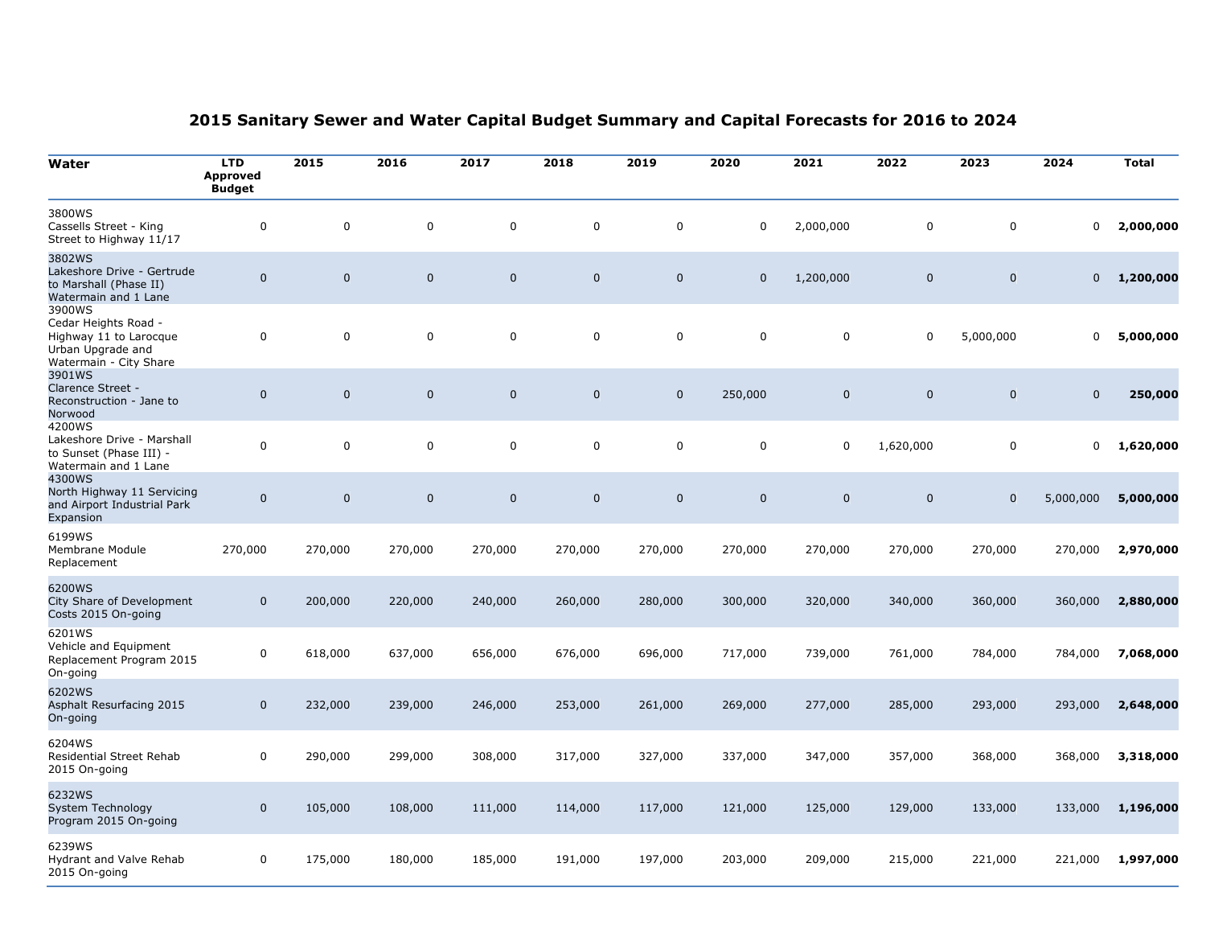# 2015 Sanitary Sewer and Water Capital Budget Summary and Capital Forecasts for 2016 to 2024

| Water | LTD Approved Budget | 2015 | 2016 | 2017 | 2018 | 2019 | 2020 | 2021 | 2022 | 2023 | 2024 | Total |
|---|---|---|---|---|---|---|---|---|---|---|---|---|
| 3800WS Cassells Street - King Street to Highway 11/17 | 0 | 0 | 0 | 0 | 0 | 0 | 0 | 2,000,000 | 0 | 0 | 0 | **2,000,000** |
| 3802WS Lakeshore Drive - Gertrude to Marshall (Phase II) Watermain and 1 Lane | 0 | 0 | 0 | 0 | 0 | 0 | 0 | 1,200,000 | 0 | 0 | 0 | **1,200,000** |
| 3900WS Cedar Heights Road - Highway 11 to Larocque Urban Upgrade and Watermain - City Share | 0 | 0 | 0 | 0 | 0 | 0 | 0 | 0 | 0 | 5,000,000 | 0 | **5,000,000** |
| 3901WS Clarence Street - Reconstruction - Jane to Norwood | 0 | 0 | 0 | 0 | 0 | 0 | 250,000 | 0 | 0 | 0 | 0 | **250,000** |
| 4200WS Lakeshore Drive - Marshall to Sunset (Phase III) - Watermain and 1 Lane | 0 | 0 | 0 | 0 | 0 | 0 | 0 | 0 | 1,620,000 | 0 | 0 | **1,620,000** |
| 4300WS North Highway 11 Servicing and Airport Industrial Park Expansion | 0 | 0 | 0 | 0 | 0 | 0 | 0 | 0 | 0 | 0 | 5,000,000 | **5,000,000** |
| 6199WS Membrane Module Replacement | 270,000 | 270,000 | 270,000 | 270,000 | 270,000 | 270,000 | 270,000 | 270,000 | 270,000 | 270,000 | 270,000 | **2,970,000** |
| 6200WS City Share of Development Costs 2015 On-going | 0 | 200,000 | 220,000 | 240,000 | 260,000 | 280,000 | 300,000 | 320,000 | 340,000 | 360,000 | 360,000 | **2,880,000** |
| 6201WS Vehicle and Equipment Replacement Program 2015 On-going | 0 | 618,000 | 637,000 | 656,000 | 676,000 | 696,000 | 717,000 | 739,000 | 761,000 | 784,000 | 784,000 | **7,068,000** |
| 6202WS Asphalt Resurfacing 2015 On-going | 0 | 232,000 | 239,000 | 246,000 | 253,000 | 261,000 | 269,000 | 277,000 | 285,000 | 293,000 | 293,000 | **2,648,000** |
| 6204WS Residential Street Rehab 2015 On-going | 0 | 290,000 | 299,000 | 308,000 | 317,000 | 327,000 | 337,000 | 347,000 | 357,000 | 368,000 | 368,000 | **3,318,000** |
| 6232WS System Technology Program 2015 On-going | 0 | 105,000 | 108,000 | 111,000 | 114,000 | 117,000 | 121,000 | 125,000 | 129,000 | 133,000 | 133,000 | **1,196,000** |
| 6239WS Hydrant and Valve Rehab 2015 On-going | 0 | 175,000 | 180,000 | 185,000 | 191,000 | 197,000 | 203,000 | 209,000 | 215,000 | 221,000 | 221,000 | **1,997,000** |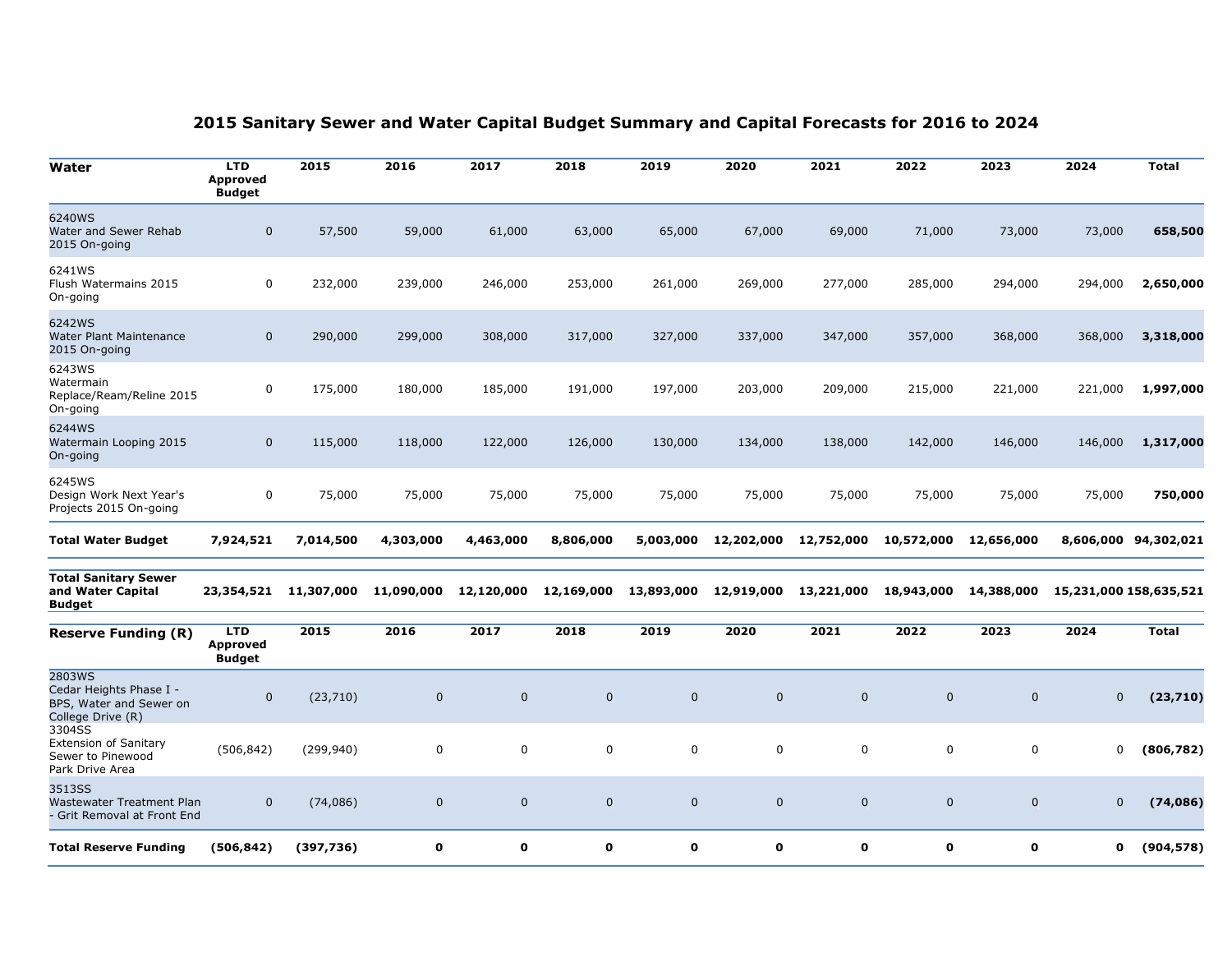# 2015 Sanitary Sewer and Water Capital Budget Summary and Capital Forecasts for 2016 to 2024

| Water | LTD Approved Budget | 2015 | 2016 | 2017 | 2018 | 2019 | 2020 | 2021 | 2022 | 2023 | 2024 | Total |
|---|---|---|---|---|---|---|---|---|---|---|---|---|
| 6240WS Water and Sewer Rehab 2015 On-going | 0 | 57,500 | 59,000 | 61,000 | 63,000 | 65,000 | 67,000 | 69,000 | 71,000 | 73,000 | 73,000 | **658,500** |
| 6241WS Flush Watermains 2015 On-going | 0 | 232,000 | 239,000 | 246,000 | 253,000 | 261,000 | 269,000 | 277,000 | 285,000 | 294,000 | 294,000 | **2,650,000** |
| 6242WS Water Plant Maintenance 2015 On-going | 0 | 290,000 | 299,000 | 308,000 | 317,000 | 327,000 | 337,000 | 347,000 | 357,000 | 368,000 | 368,000 | **3,318,000** |
| 6243WS Watermain Replace/Ream/Reline 2015 On-going | 0 | 175,000 | 180,000 | 185,000 | 191,000 | 197,000 | 203,000 | 209,000 | 215,000 | 221,000 | 221,000 | **1,997,000** |
| 6244WS Watermain Looping 2015 On-going | 0 | 115,000 | 118,000 | 122,000 | 126,000 | 130,000 | 134,000 | 138,000 | 142,000 | 146,000 | 146,000 | **1,317,000** |
| 6245WS Design Work Next Year's Projects 2015 On-going | 0 | 75,000 | 75,000 | 75,000 | 75,000 | 75,000 | 75,000 | 75,000 | 75,000 | 75,000 | 75,000 | **750,000** |
| **Total Water Budget** | **7,924,521** | **7,014,500** | **4,303,000** | **4,463,000** | **8,806,000** | **5,003,000** | **12,202,000** | **12,752,000** | **10,572,000** | **12,656,000** | **8,606,000** | **94,302,021** |
| **Total Sanitary Sewer and Water Capital Budget** | **23,354,521** | **11,307,000** | **11,090,000** | **12,120,000** | **12,169,000** | **13,893,000** | **12,919,000** | **13,221,000** | **18,943,000** | **14,388,000** | **15,231,000** | **158,635,521** |

| Reserve Funding (R) | LTD Approved Budget | 2015 | 2016 | 2017 | 2018 | 2019 | 2020 | 2021 | 2022 | 2023 | 2024 | Total |
|---|---|---|---|---|---|---|---|---|---|---|---|---|
| 2803WS Cedar Heights Phase I - BPS, Water and Sewer on College Drive (R) | 0 | (23,710) | 0 | 0 | 0 | 0 | 0 | 0 | 0 | 0 | 0 | **(23,710)** |
| 3304SS Extension of Sanitary Sewer to Pinewood Park Drive Area | (506,842) | (299,940) | 0 | 0 | 0 | 0 | 0 | 0 | 0 | 0 | 0 | **(806,782)** |
| 3513SS Wastewater Treatment Plan - Grit Removal at Front End | 0 | (74,086) | 0 | 0 | 0 | 0 | 0 | 0 | 0 | 0 | 0 | **(74,086)** |
| **Total Reserve Funding** | **(506,842)** | **(397,736)** | **0** | **0** | **0** | **0** | **0** | **0** | **0** | **0** | **0** | **(904,578)** |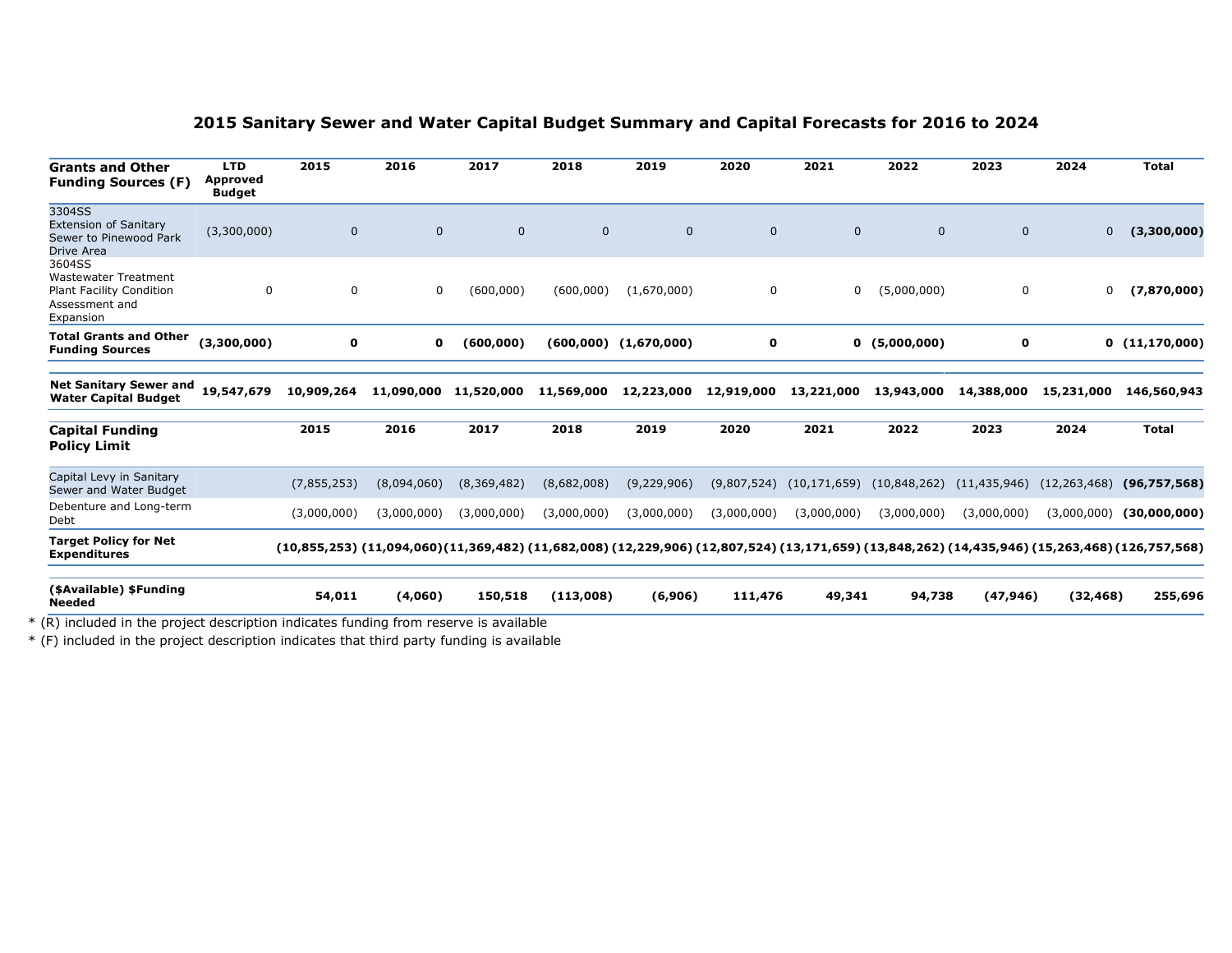## 2015 Sanitary Sewer and Water Capital Budget Summary and Capital Forecasts for 2016 to 2024

| Grants and Other Funding Sources (F) | LTD Approved Budget | 2015 | 2016 | 2017 | 2018 | 2019 | 2020 | 2021 | 2022 | 2023 | 2024 | Total |
|---|---|---|---|---|---|---|---|---|---|---|---|---|
| 3304SS Extension of Sanitary Sewer to Pinewood Park Drive Area | (3,300,000) | 0 | 0 | 0 | 0 | 0 | 0 | 0 | 0 | 0 | 0 | **(3,300,000)** |
| 3604SS Wastewater Treatment Plant Facility Condition Assessment and Expansion | 0 | 0 | 0 | (600,000) | (600,000) | (1,670,000) | 0 | 0 | (5,000,000) | 0 | 0 | **(7,870,000)** |
| **Total Grants and Other Funding Sources** | **(3,300,000)** | **0** | **0** | **(600,000)** | **(600,000)** | **(1,670,000)** | **0** | **0** | **(5,000,000)** | **0** | **0** | **(11,170,000)** |
| **Net Sanitary Sewer and Water Capital Budget** | **19,547,679** | **10,909,264** | **11,090,000** | **11,520,000** | **11,569,000** | **12,223,000** | **12,919,000** | **13,221,000** | **13,943,000** | **14,388,000** | **15,231,000** | **146,560,943** |

| Capital Funding Policy Limit | 2015 | 2016 | 2017 | 2018 | 2019 | 2020 | 2021 | 2022 | 2023 | 2024 | Total |
|---|---|---|---|---|---|---|---|---|---|---|---|
| Capital Levy in Sanitary Sewer and Water Budget | (7,855,253) | (8,094,060) | (8,369,482) | (8,682,008) | (9,229,906) | (9,807,524) | (10,171,659) | (10,848,262) | (11,435,946) | (12,263,468) | **(96,757,568)** |
| Debenture and Long-term Debt | (3,000,000) | (3,000,000) | (3,000,000) | (3,000,000) | (3,000,000) | (3,000,000) | (3,000,000) | (3,000,000) | (3,000,000) | (3,000,000) | **(30,000,000)** |
| **Target Policy for Net Expenditures** | **(10,855,253)** | **(11,094,060)** | **(11,369,482)** | **(11,682,008)** | **(12,229,906)** | **(12,807,524)** | **(13,171,659)** | **(13,848,262)** | **(14,435,946)** | **(15,263,468)** | **(126,757,568)** |
| **($Available) $Funding Needed** | **54,011** | **(4,060)** | **150,518** | **(113,008)** | **(6,906)** | **111,476** | **49,341** | **94,738** | **(47,946)** | **(32,468)** | **255,696** |

* (R) included in the project description indicates funding from reserve is available

* (F) included in the project description indicates that third party funding is available